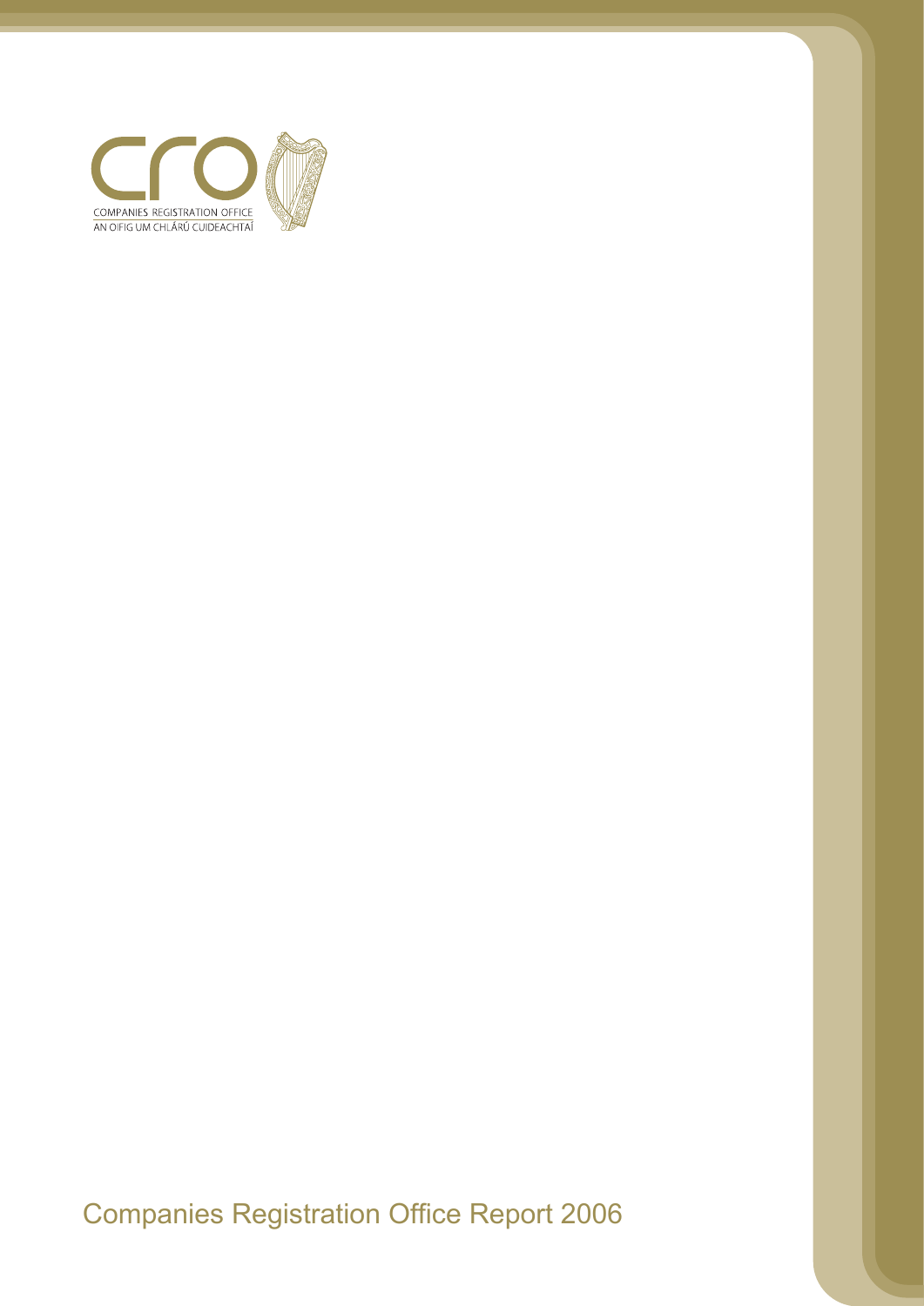COMPANIES REGISTRATION OFFICE
AN OIFIG UM CHLÁRÚ CUIDEACHTAÍ

# Companies Registration Office Report 2006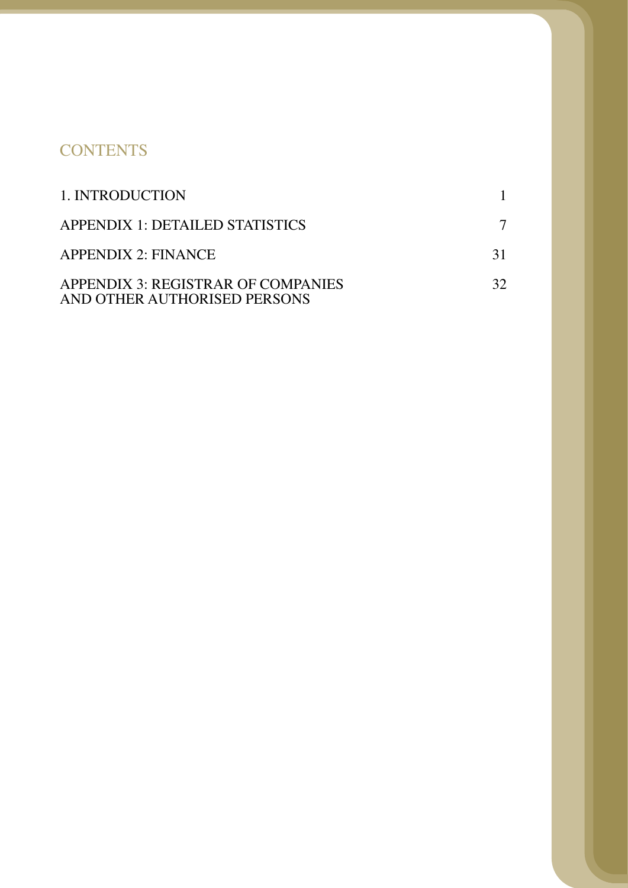# CONTENTS

| | |
|---|---|
| 1. INTRODUCTION | 1 |
| APPENDIX 1: DETAILED STATISTICS | 7 |
| APPENDIX 2: FINANCE | 31 |
| APPENDIX 3: REGISTRAR OF COMPANIES AND OTHER AUTHORISED PERSONS | 32 |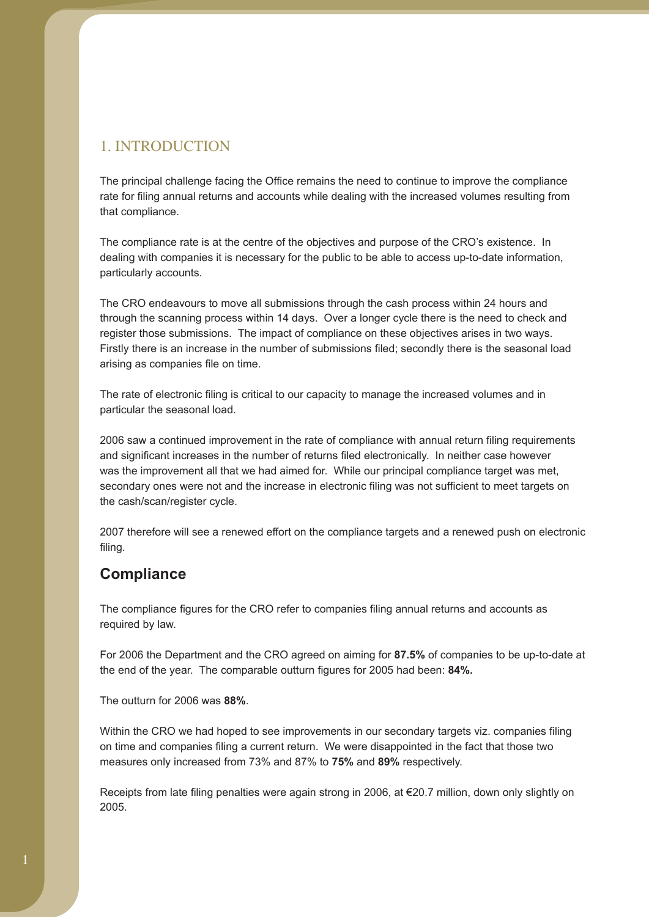# 1. INTRODUCTION

The principal challenge facing the Office remains the need to continue to improve the compliance rate for filing annual returns and accounts while dealing with the increased volumes resulting from that compliance.

The compliance rate is at the centre of the objectives and purpose of the CRO's existence. In dealing with companies it is necessary for the public to be able to access up-to-date information, particularly accounts.

The CRO endeavours to move all submissions through the cash process within 24 hours and through the scanning process within 14 days. Over a longer cycle there is the need to check and register those submissions. The impact of compliance on these objectives arises in two ways. Firstly there is an increase in the number of submissions filed; secondly there is the seasonal load arising as companies file on time.

The rate of electronic filing is critical to our capacity to manage the increased volumes and in particular the seasonal load.

2006 saw a continued improvement in the rate of compliance with annual return filing requirements and significant increases in the number of returns filed electronically. In neither case however was the improvement all that we had aimed for. While our principal compliance target was met, secondary ones were not and the increase in electronic filing was not sufficient to meet targets on the cash/scan/register cycle.

2007 therefore will see a renewed effort on the compliance targets and a renewed push on electronic filing.

## Compliance

The compliance figures for the CRO refer to companies filing annual returns and accounts as required by law.

For 2006 the Department and the CRO agreed on aiming for **87.5%** of companies to be up-to-date at the end of the year. The comparable outturn figures for 2005 had been: **84%.**

The outturn for 2006 was **88%**.

Within the CRO we had hoped to see improvements in our secondary targets viz. companies filing on time and companies filing a current return. We were disappointed in the fact that those two measures only increased from 73% and 87% to **75%** and **89%** respectively.

Receipts from late filing penalties were again strong in 2006, at €20.7 million, down only slightly on 2005.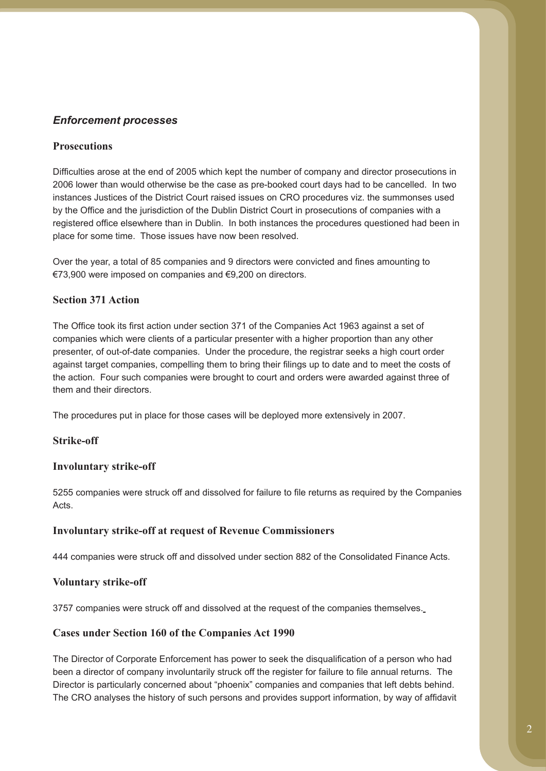### *Enforcement processes*

#### Prosecutions

Difficulties arose at the end of 2005 which kept the number of company and director prosecutions in 2006 lower than would otherwise be the case as pre-booked court days had to be cancelled. In two instances Justices of the District Court raised issues on CRO procedures viz. the summonses used by the Office and the jurisdiction of the Dublin District Court in prosecutions of companies with a registered office elsewhere than in Dublin. In both instances the procedures questioned had been in place for some time. Those issues have now been resolved.

Over the year, a total of 85 companies and 9 directors were convicted and fines amounting to €73,900 were imposed on companies and €9,200 on directors.

#### Section 371 Action

The Office took its first action under section 371 of the Companies Act 1963 against a set of companies which were clients of a particular presenter with a higher proportion than any other presenter, of out-of-date companies. Under the procedure, the registrar seeks a high court order against target companies, compelling them to bring their filings up to date and to meet the costs of the action. Four such companies were brought to court and orders were awarded against three of them and their directors.

The procedures put in place for those cases will be deployed more extensively in 2007.

#### Strike-off

#### Involuntary strike-off

5255 companies were struck off and dissolved for failure to file returns as required by the Companies Acts.

#### Involuntary strike-off at request of Revenue Commissioners

444 companies were struck off and dissolved under section 882 of the Consolidated Finance Acts.

#### Voluntary strike-off

3757 companies were struck off and dissolved at the request of the companies themselves.

#### Cases under Section 160 of the Companies Act 1990

The Director of Corporate Enforcement has power to seek the disqualification of a person who had been a director of company involuntarily struck off the register for failure to file annual returns. The Director is particularly concerned about "phoenix" companies and companies that left debts behind. The CRO analyses the history of such persons and provides support information, by way of affidavit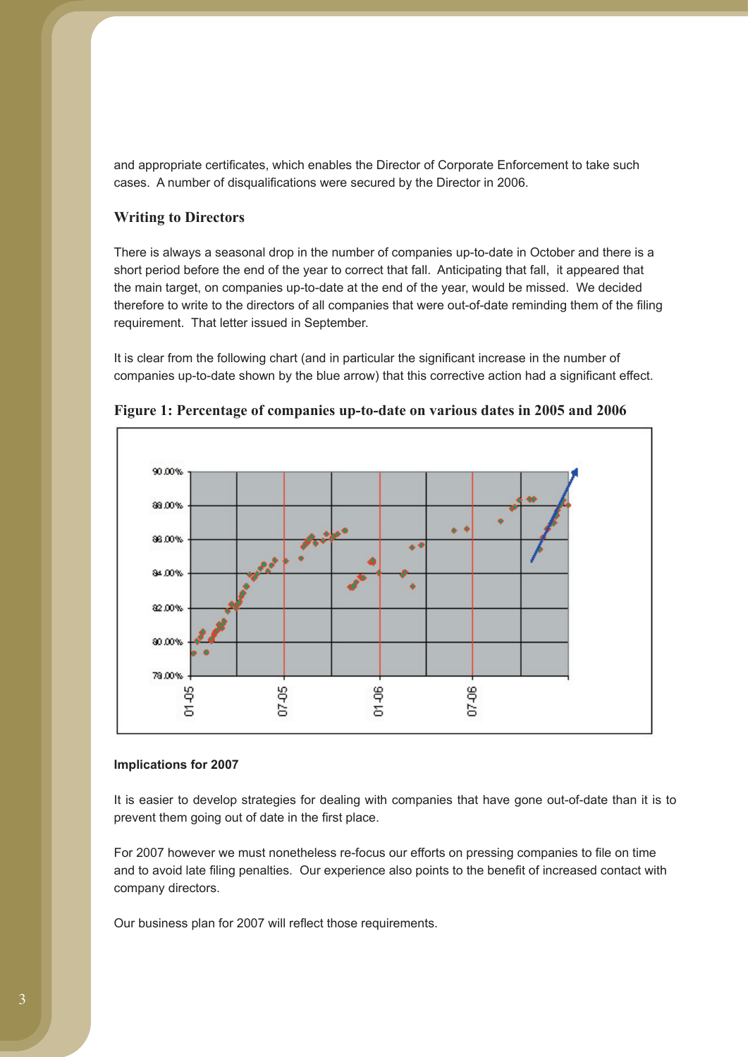and appropriate certificates, which enables the Director of Corporate Enforcement to take such cases. A number of disqualifications were secured by the Director in 2006.

### Writing to Directors

There is always a seasonal drop in the number of companies up-to-date in October and there is a short period before the end of the year to correct that fall. Anticipating that fall, it appeared that the main target, on companies up-to-date at the end of the year, would be missed. We decided therefore to write to the directors of all companies that were out-of-date reminding them of the filing requirement. That letter issued in September.

It is clear from the following chart (and in particular the significant increase in the number of companies up-to-date shown by the blue arrow) that this corrective action had a significant effect.

**Figure 1: Percentage of companies up-to-date on various dates in 2005 and 2006**

#### Implications for 2007

It is easier to develop strategies for dealing with companies that have gone out-of-date than it is to prevent them going out of date in the first place.

For 2007 however we must nonetheless re-focus our efforts on pressing companies to file on time and to avoid late filing penalties. Our experience also points to the benefit of increased contact with company directors.

Our business plan for 2007 will reflect those requirements.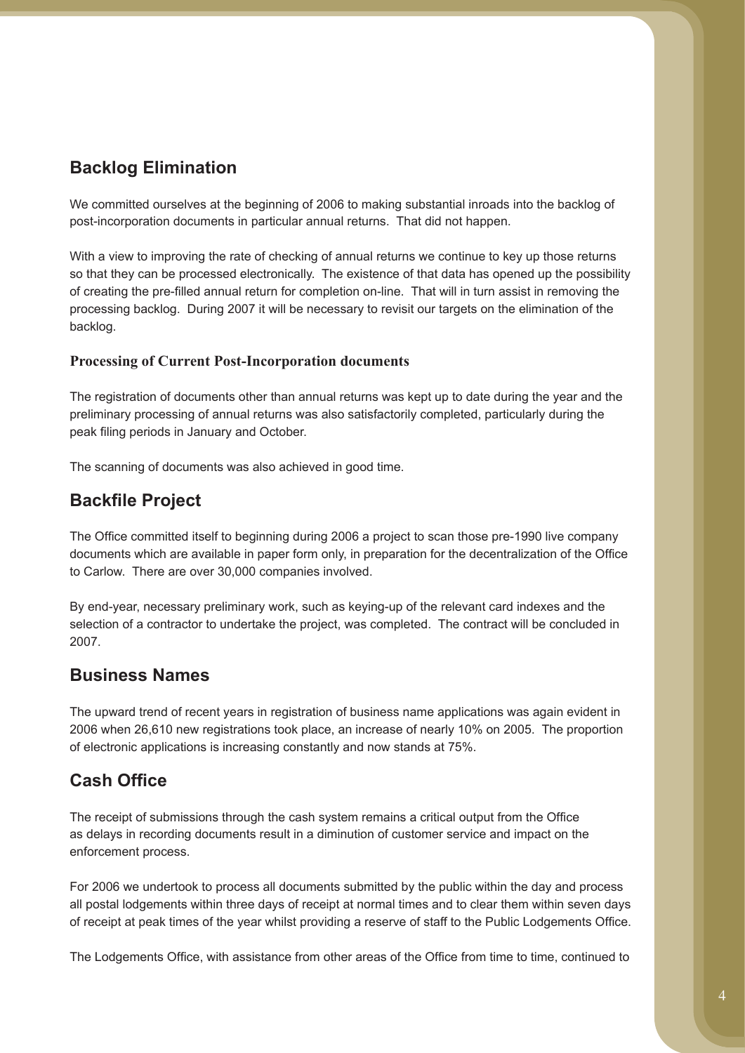## Backlog Elimination

We committed ourselves at the beginning of 2006 to making substantial inroads into the backlog of post-incorporation documents in particular annual returns. That did not happen.

With a view to improving the rate of checking of annual returns we continue to key up those returns so that they can be processed electronically. The existence of that data has opened up the possibility of creating the pre-filled annual return for completion on-line. That will in turn assist in removing the processing backlog. During 2007 it will be necessary to revisit our targets on the elimination of the backlog.

### Processing of Current Post-Incorporation documents

The registration of documents other than annual returns was kept up to date during the year and the preliminary processing of annual returns was also satisfactorily completed, particularly during the peak filing periods in January and October.

The scanning of documents was also achieved in good time.

## Backfile Project

The Office committed itself to beginning during 2006 a project to scan those pre-1990 live company documents which are available in paper form only, in preparation for the decentralization of the Office to Carlow. There are over 30,000 companies involved.

By end-year, necessary preliminary work, such as keying-up of the relevant card indexes and the selection of a contractor to undertake the project, was completed. The contract will be concluded in 2007.

## Business Names

The upward trend of recent years in registration of business name applications was again evident in 2006 when 26,610 new registrations took place, an increase of nearly 10% on 2005. The proportion of electronic applications is increasing constantly and now stands at 75%.

## Cash Office

The receipt of submissions through the cash system remains a critical output from the Office as delays in recording documents result in a diminution of customer service and impact on the enforcement process.

For 2006 we undertook to process all documents submitted by the public within the day and process all postal lodgements within three days of receipt at normal times and to clear them within seven days of receipt at peak times of the year whilst providing a reserve of staff to the Public Lodgements Office.

The Lodgements Office, with assistance from other areas of the Office from time to time, continued to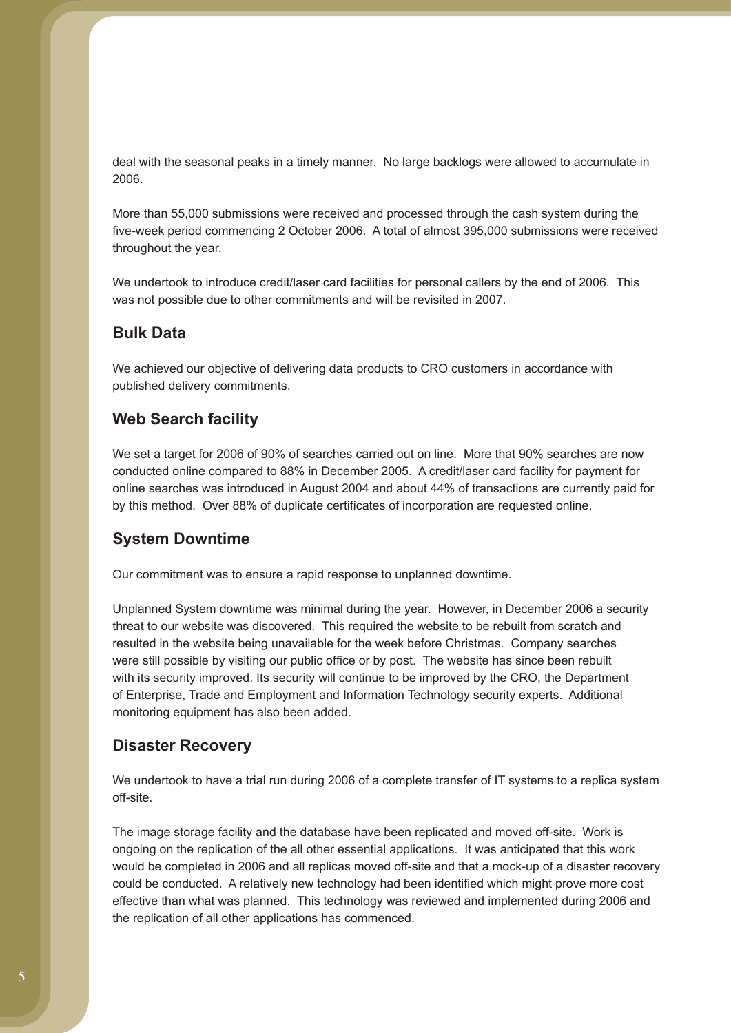deal with the seasonal peaks in a timely manner. No large backlogs were allowed to accumulate in 2006.

More than 55,000 submissions were received and processed through the cash system during the five-week period commencing 2 October 2006. A total of almost 395,000 submissions were received throughout the year.

We undertook to introduce credit/laser card facilities for personal callers by the end of 2006. This was not possible due to other commitments and will be revisited in 2007.

## Bulk Data

We achieved our objective of delivering data products to CRO customers in accordance with published delivery commitments.

## Web Search facility

We set a target for 2006 of 90% of searches carried out on line. More that 90% searches are now conducted online compared to 88% in December 2005. A credit/laser card facility for payment for online searches was introduced in August 2004 and about 44% of transactions are currently paid for by this method. Over 88% of duplicate certificates of incorporation are requested online.

## System Downtime

Our commitment was to ensure a rapid response to unplanned downtime.

Unplanned System downtime was minimal during the year. However, in December 2006 a security threat to our website was discovered. This required the website to be rebuilt from scratch and resulted in the website being unavailable for the week before Christmas. Company searches were still possible by visiting our public office or by post. The website has since been rebuilt with its security improved. Its security will continue to be improved by the CRO, the Department of Enterprise, Trade and Employment and Information Technology security experts. Additional monitoring equipment has also been added.

## Disaster Recovery

We undertook to have a trial run during 2006 of a complete transfer of IT systems to a replica system off-site.

The image storage facility and the database have been replicated and moved off-site. Work is ongoing on the replication of the all other essential applications. It was anticipated that this work would be completed in 2006 and all replicas moved off-site and that a mock-up of a disaster recovery could be conducted. A relatively new technology had been identified which might prove more cost effective than what was planned. This technology was reviewed and implemented during 2006 and the replication of all other applications has commenced.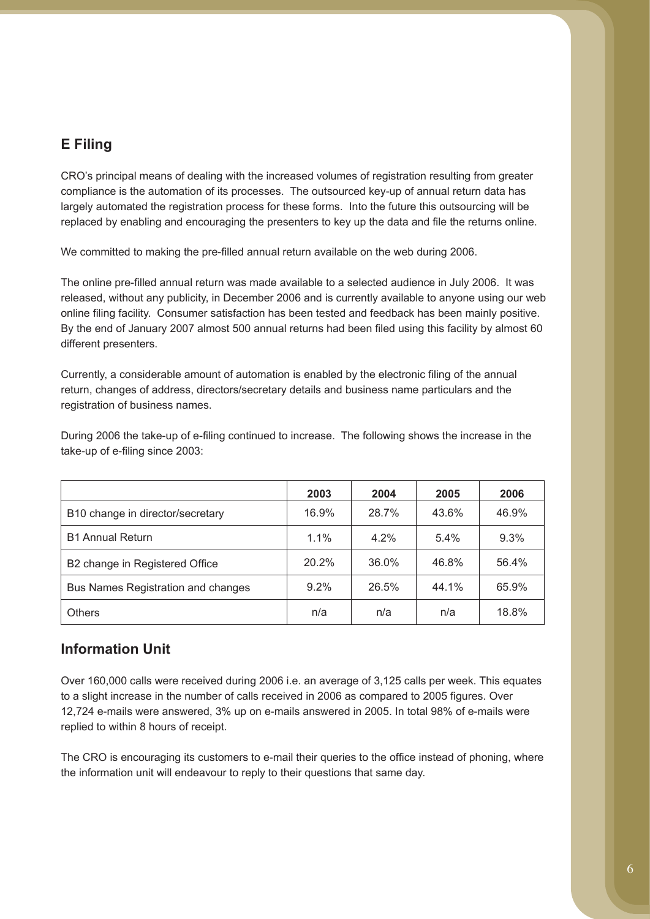## E Filing

CRO's principal means of dealing with the increased volumes of registration resulting from greater compliance is the automation of its processes. The outsourced key-up of annual return data has largely automated the registration process for these forms. Into the future this outsourcing will be replaced by enabling and encouraging the presenters to key up the data and file the returns online.

We committed to making the pre-filled annual return available on the web during 2006.

The online pre-filled annual return was made available to a selected audience in July 2006. It was released, without any publicity, in December 2006 and is currently available to anyone using our web online filing facility. Consumer satisfaction has been tested and feedback has been mainly positive. By the end of January 2007 almost 500 annual returns had been filed using this facility by almost 60 different presenters.

Currently, a considerable amount of automation is enabled by the electronic filing of the annual return, changes of address, directors/secretary details and business name particulars and the registration of business names.

During 2006 the take-up of e-filing continued to increase. The following shows the increase in the take-up of e-filing since 2003:

| | 2003 | 2004 | 2005 | 2006 |
|---|---|---|---|---|
| B10 change in director/secretary | 16.9% | 28.7% | 43.6% | 46.9% |
| B1 Annual Return | 1.1% | 4.2% | 5.4% | 9.3% |
| B2 change in Registered Office | 20.2% | 36.0% | 46.8% | 56.4% |
| Bus Names Registration and changes | 9.2% | 26.5% | 44.1% | 65.9% |
| Others | n/a | n/a | n/a | 18.8% |

## Information Unit

Over 160,000 calls were received during 2006 i.e. an average of 3,125 calls per week. This equates to a slight increase in the number of calls received in 2006 as compared to 2005 figures. Over 12,724 e-mails were answered, 3% up on e-mails answered in 2005. In total 98% of e-mails were replied to within 8 hours of receipt.

The CRO is encouraging its customers to e-mail their queries to the office instead of phoning, where the information unit will endeavour to reply to their questions that same day.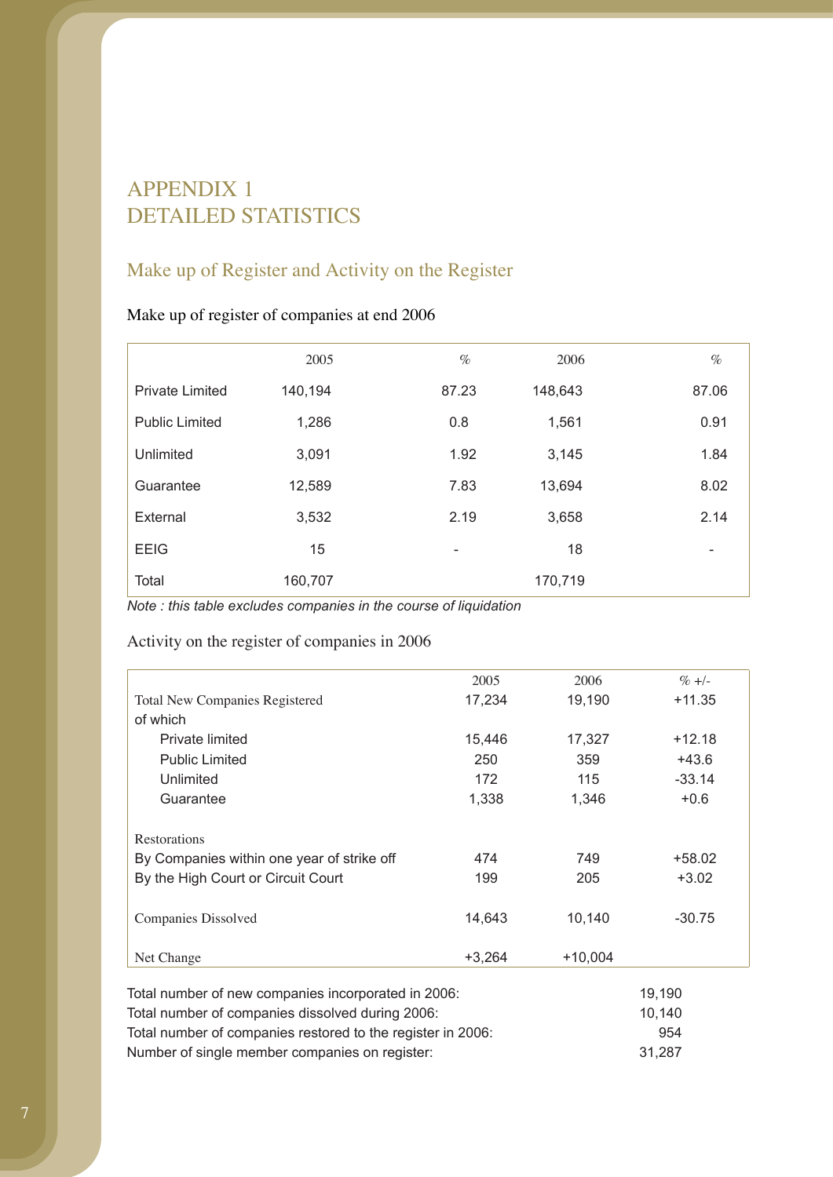# APPENDIX 1
# DETAILED STATISTICS

## Make up of Register and Activity on the Register

### Make up of register of companies at end 2006

| | 2005 | % | 2006 | % |
|---|---|---|---|---|
| Private Limited | 140,194 | 87.23 | 148,643 | 87.06 |
| Public Limited | 1,286 | 0.8 | 1,561 | 0.91 |
| Unlimited | 3,091 | 1.92 | 3,145 | 1.84 |
| Guarantee | 12,589 | 7.83 | 13,694 | 8.02 |
| External | 3,532 | 2.19 | 3,658 | 2.14 |
| EEIG | 15 | - | 18 | - |
| Total | 160,707 | | 170,719 | |

*Note : this table excludes companies in the course of liquidation*

### Activity on the register of companies in 2006

| | 2005 | 2006 | % +/- |
|---|---|---|---|
| Total New Companies Registered | 17,234 | 19,190 | +11.35 |
| of which | | | |
| Private limited | 15,446 | 17,327 | +12.18 |
| Public Limited | 250 | 359 | +43.6 |
| Unlimited | 172 | 115 | -33.14 |
| Guarantee | 1,338 | 1,346 | +0.6 |
| Restorations | | | |
| By Companies within one year of strike off | 474 | 749 | +58.02 |
| By the High Court or Circuit Court | 199 | 205 | +3.02 |
| Companies Dissolved | 14,643 | 10,140 | -30.75 |
| Net Change | +3,264 | +10,004 | |

| | |
|---|---|
| Total number of new companies incorporated in 2006: | 19,190 |
| Total number of companies dissolved during 2006: | 10,140 |
| Total number of companies restored to the register in 2006: | 954 |
| Number of single member companies on register: | 31,287 |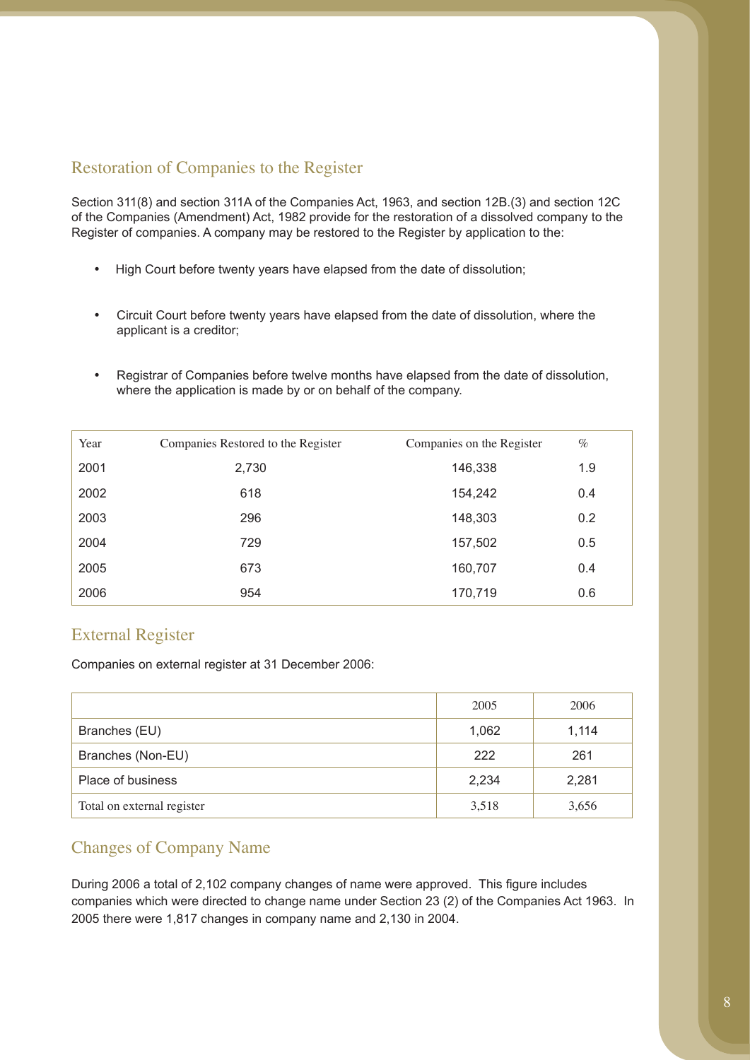## Restoration of Companies to the Register

Section 311(8) and section 311A of the Companies Act, 1963, and section 12B.(3) and section 12C of the Companies (Amendment) Act, 1982 provide for the restoration of a dissolved company to the Register of companies. A company may be restored to the Register by application to the:

- High Court before twenty years have elapsed from the date of dissolution;
- Circuit Court before twenty years have elapsed from the date of dissolution, where the applicant is a creditor;
- Registrar of Companies before twelve months have elapsed from the date of dissolution, where the application is made by or on behalf of the company.

| Year | Companies Restored to the Register | Companies on the Register | % |
|---|---|---|---|
| 2001 | 2,730 | 146,338 | 1.9 |
| 2002 | 618 | 154,242 | 0.4 |
| 2003 | 296 | 148,303 | 0.2 |
| 2004 | 729 | 157,502 | 0.5 |
| 2005 | 673 | 160,707 | 0.4 |
| 2006 | 954 | 170,719 | 0.6 |

## External Register

Companies on external register at 31 December 2006:

| | 2005 | 2006 |
|---|---|---|
| Branches (EU) | 1,062 | 1,114 |
| Branches (Non-EU) | 222 | 261 |
| Place of business | 2,234 | 2,281 |
| Total on external register | 3,518 | 3,656 |

## Changes of Company Name

During 2006 a total of 2,102 company changes of name were approved. This figure includes companies which were directed to change name under Section 23 (2) of the Companies Act 1963. In 2005 there were 1,817 changes in company name and 2,130 in 2004.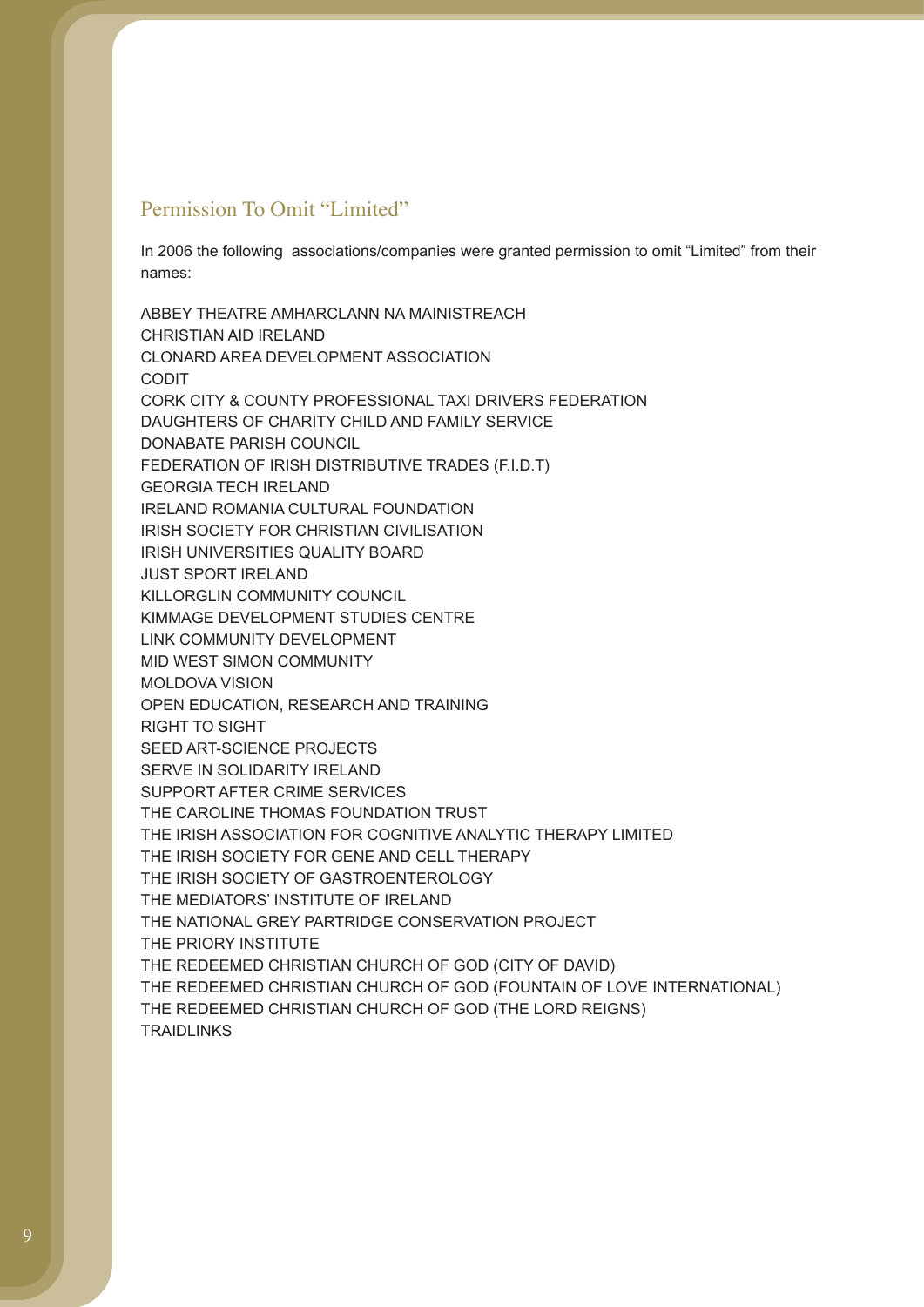## Permission To Omit "Limited"

In 2006 the following associations/companies were granted permission to omit "Limited" from their names:

ABBEY THEATRE AMHARCLANN NA MAINISTREACH
CHRISTIAN AID IRELAND
CLONARD AREA DEVELOPMENT ASSOCIATION
CODIT
CORK CITY & COUNTY PROFESSIONAL TAXI DRIVERS FEDERATION
DAUGHTERS OF CHARITY CHILD AND FAMILY SERVICE
DONABATE PARISH COUNCIL
FEDERATION OF IRISH DISTRIBUTIVE TRADES (F.I.D.T)
GEORGIA TECH IRELAND
IRELAND ROMANIA CULTURAL FOUNDATION
IRISH SOCIETY FOR CHRISTIAN CIVILISATION
IRISH UNIVERSITIES QUALITY BOARD
JUST SPORT IRELAND
KILLORGLIN COMMUNITY COUNCIL
KIMMAGE DEVELOPMENT STUDIES CENTRE
LINK COMMUNITY DEVELOPMENT
MID WEST SIMON COMMUNITY
MOLDOVA VISION
OPEN EDUCATION, RESEARCH AND TRAINING
RIGHT TO SIGHT
SEED ART-SCIENCE PROJECTS
SERVE IN SOLIDARITY IRELAND
SUPPORT AFTER CRIME SERVICES
THE CAROLINE THOMAS FOUNDATION TRUST
THE IRISH ASSOCIATION FOR COGNITIVE ANALYTIC THERAPY LIMITED
THE IRISH SOCIETY FOR GENE AND CELL THERAPY
THE IRISH SOCIETY OF GASTROENTEROLOGY
THE MEDIATORS' INSTITUTE OF IRELAND
THE NATIONAL GREY PARTRIDGE CONSERVATION PROJECT
THE PRIORY INSTITUTE
THE REDEEMED CHRISTIAN CHURCH OF GOD (CITY OF DAVID)
THE REDEEMED CHRISTIAN CHURCH OF GOD (FOUNTAIN OF LOVE INTERNATIONAL)
THE REDEEMED CHRISTIAN CHURCH OF GOD (THE LORD REIGNS)
TRAIDLINKS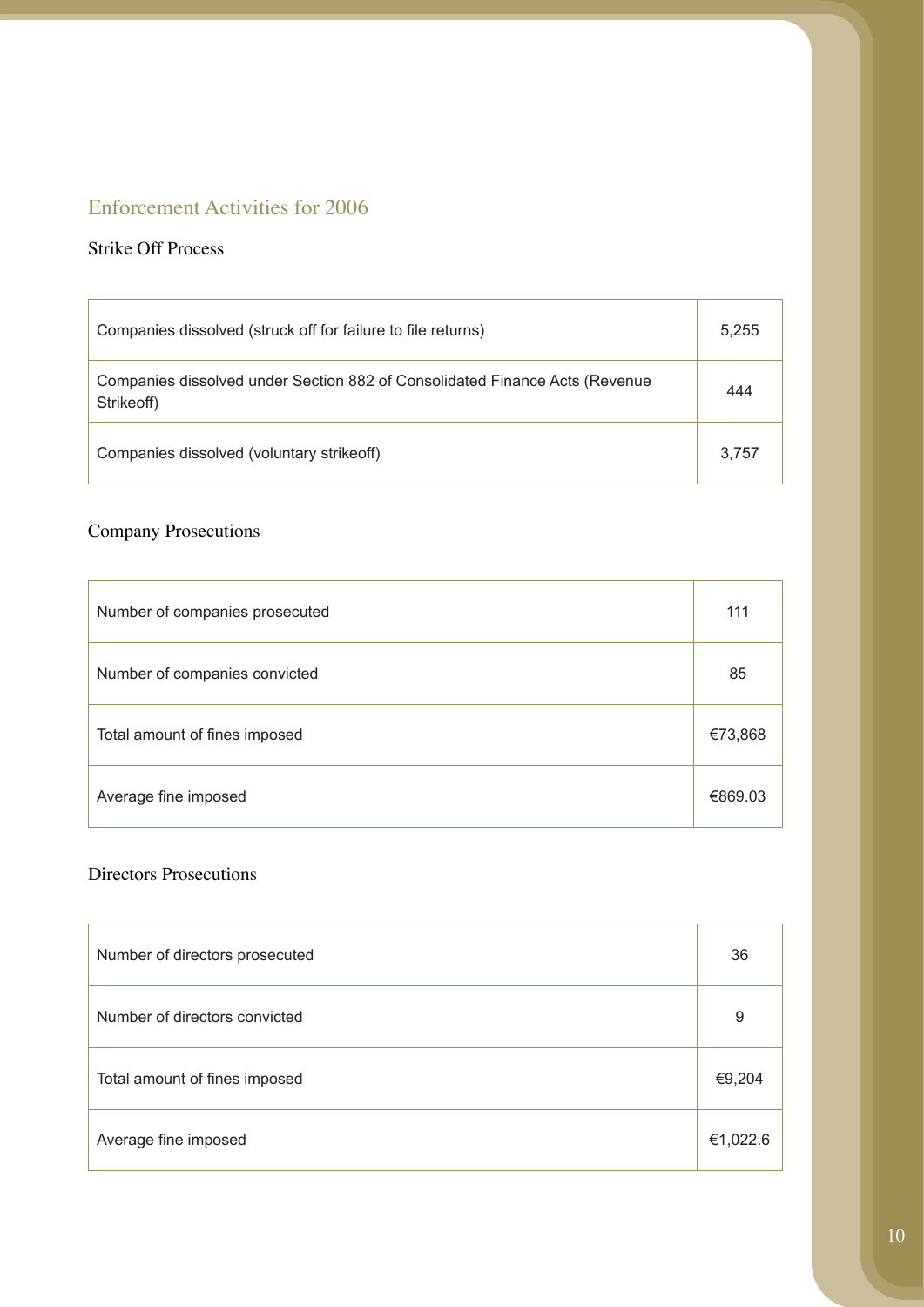## Enforcement Activities for 2006

### Strike Off Process

| | |
|---|---|
| Companies dissolved (struck off for failure to file returns) | 5,255 |
| Companies dissolved under Section 882 of Consolidated Finance Acts (Revenue Strikeoff) | 444 |
| Companies dissolved (voluntary strikeoff) | 3,757 |

### Company Prosecutions

| | |
|---|---|
| Number of companies prosecuted | 111 |
| Number of companies convicted | 85 |
| Total amount of fines imposed | €73,868 |
| Average fine imposed | €869.03 |

### Directors Prosecutions

| | |
|---|---|
| Number of directors prosecuted | 36 |
| Number of directors convicted | 9 |
| Total amount of fines imposed | €9,204 |
| Average fine imposed | €1,022.6 |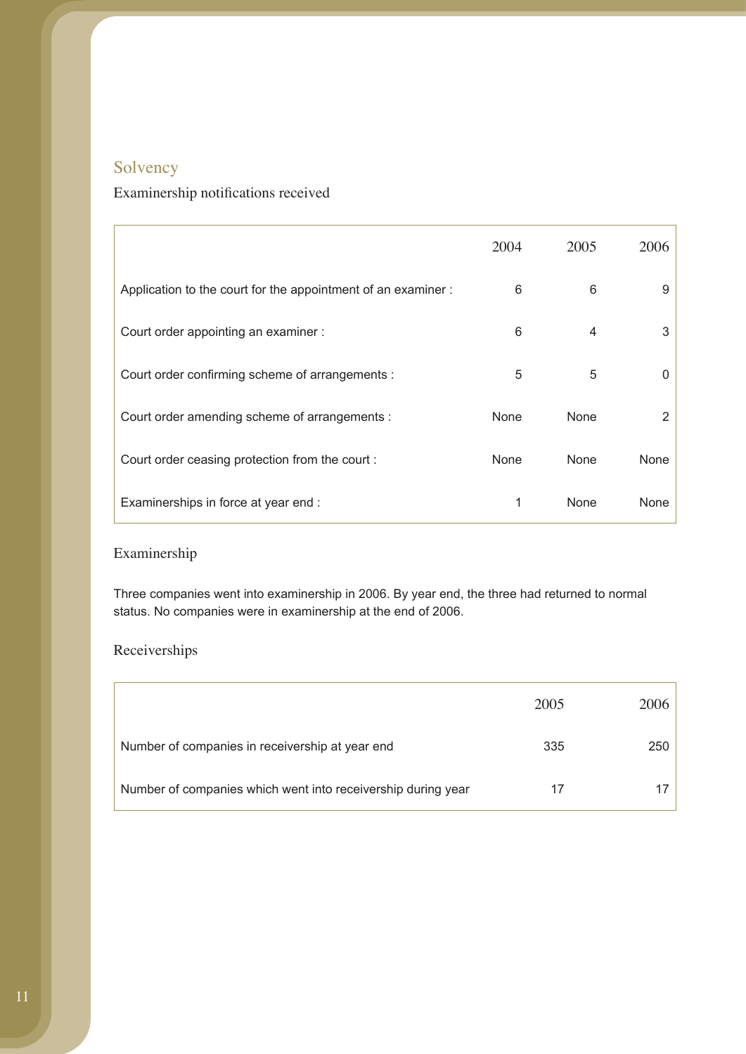## Solvency

### Examinership notifications received

| | 2004 | 2005 | 2006 |
|---|---|---|---|
| Application to the court for the appointment of an examiner : | 6 | 6 | 9 |
| Court order appointing an examiner : | 6 | 4 | 3 |
| Court order confirming scheme of arrangements : | 5 | 5 | 0 |
| Court order amending scheme of arrangements : | None | None | 2 |
| Court order ceasing protection from the court : | None | None | None |
| Examinerships in force at year end : | 1 | None | None |

### Examinership

Three companies went into examinership in 2006. By year end, the three had returned to normal status. No companies were in examinership at the end of 2006.

### Receiverships

| | 2005 | 2006 |
|---|---|---|
| Number of companies in receivership at year end | 335 | 250 |
| Number of companies which went into receivership during year | 17 | 17 |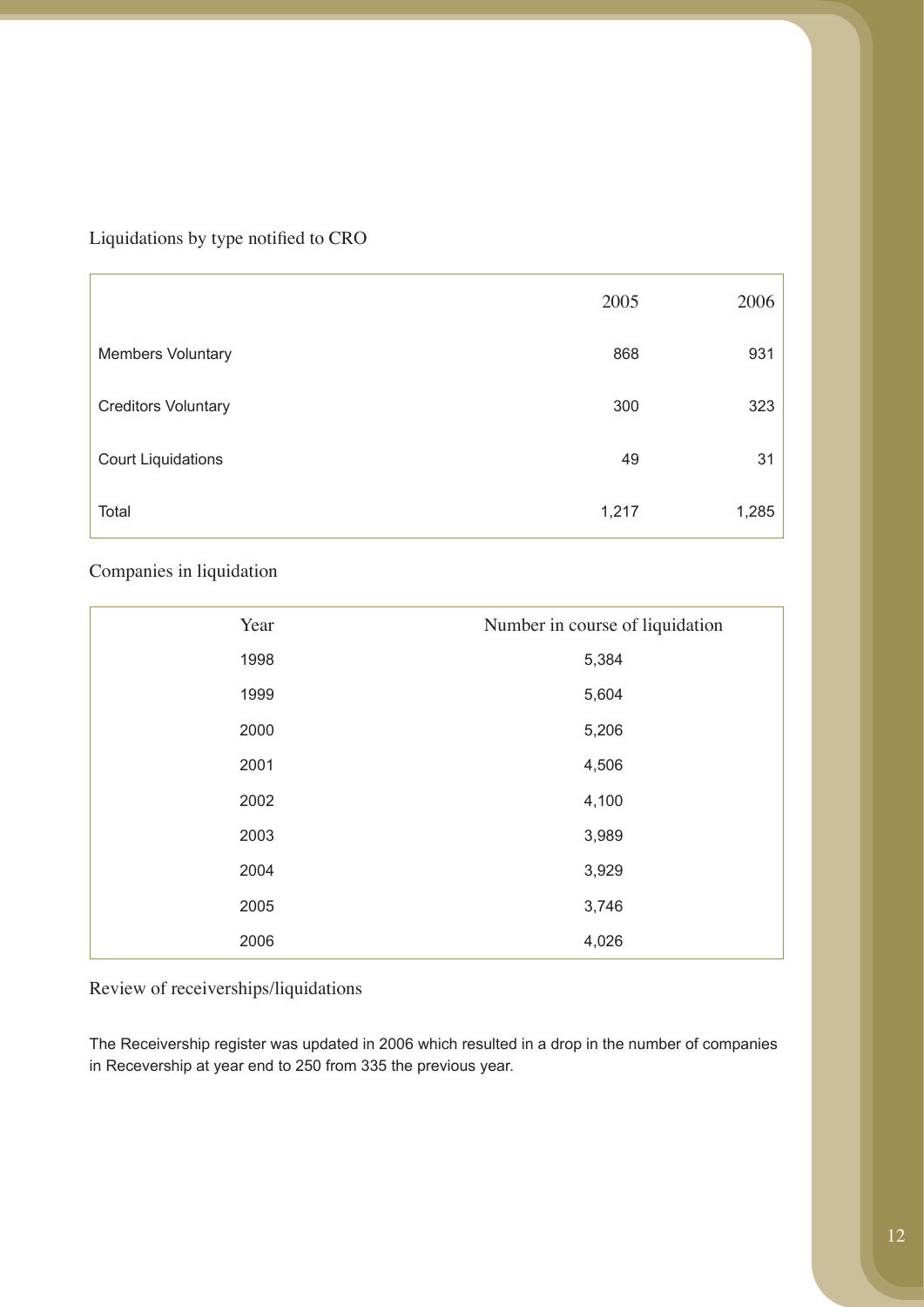## Liquidations by type notified to CRO

| | 2005 | 2006 |
|---|---|---|
| Members Voluntary | 868 | 931 |
| Creditors Voluntary | 300 | 323 |
| Court Liquidations | 49 | 31 |
| Total | 1,217 | 1,285 |

## Companies in liquidation

| Year | Number in course of liquidation |
|---|---|
| 1998 | 5,384 |
| 1999 | 5,604 |
| 2000 | 5,206 |
| 2001 | 4,506 |
| 2002 | 4,100 |
| 2003 | 3,989 |
| 2004 | 3,929 |
| 2005 | 3,746 |
| 2006 | 4,026 |

## Review of receiverships/liquidations

The Receivership register was updated in 2006 which resulted in a drop in the number of companies in Recevership at year end to 250 from 335 the previous year.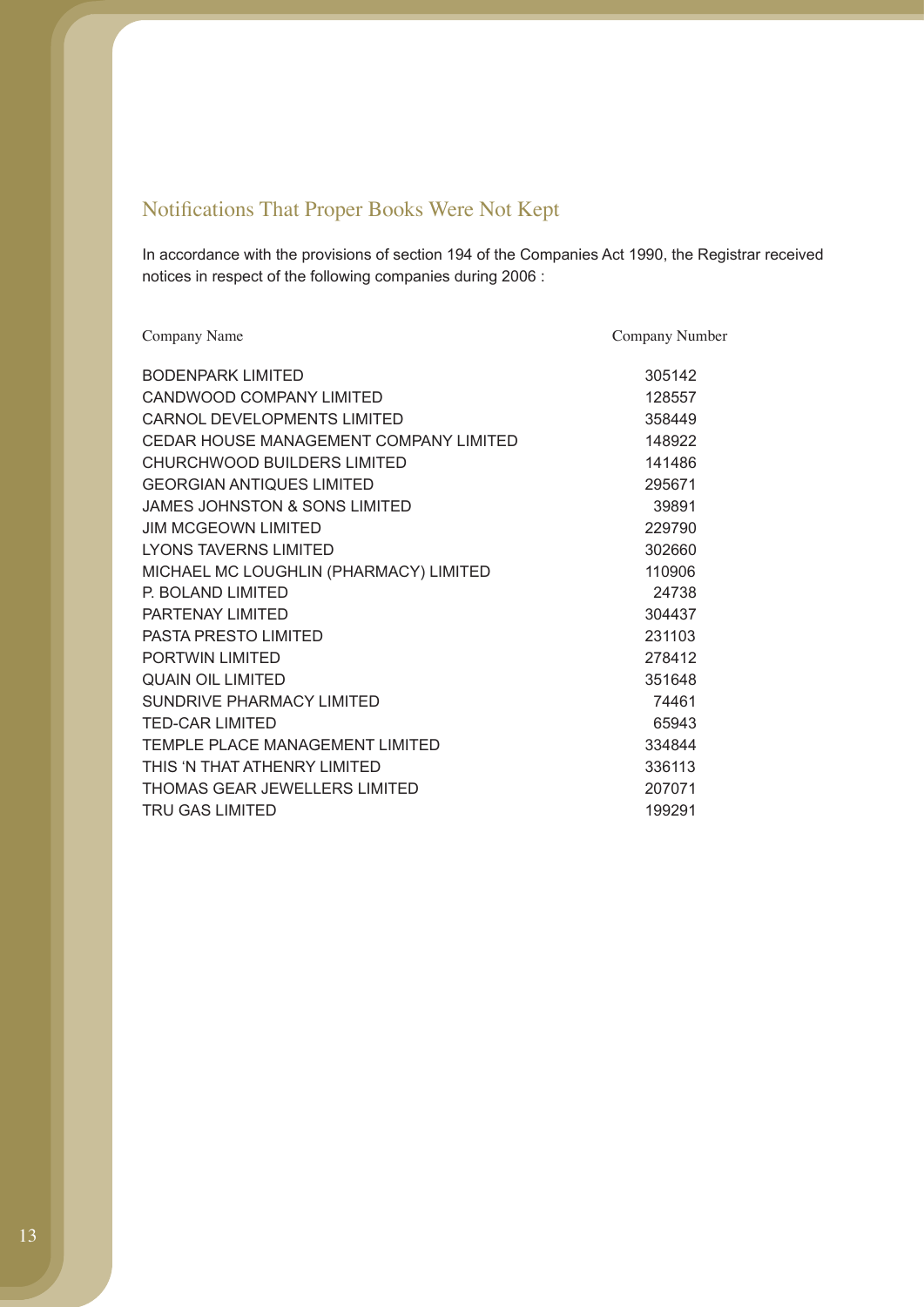## Notifications That Proper Books Were Not Kept

In accordance with the provisions of section 194 of the Companies Act 1990, the Registrar received notices in respect of the following companies during 2006 :

| Company Name | Company Number |
|---|---|
| BODENPARK LIMITED | 305142 |
| CANDWOOD COMPANY LIMITED | 128557 |
| CARNOL DEVELOPMENTS LIMITED | 358449 |
| CEDAR HOUSE MANAGEMENT COMPANY LIMITED | 148922 |
| CHURCHWOOD BUILDERS LIMITED | 141486 |
| GEORGIAN ANTIQUES LIMITED | 295671 |
| JAMES JOHNSTON & SONS LIMITED | 39891 |
| JIM MCGEOWN LIMITED | 229790 |
| LYONS TAVERNS LIMITED | 302660 |
| MICHAEL MC LOUGHLIN (PHARMACY) LIMITED | 110906 |
| P. BOLAND LIMITED | 24738 |
| PARTENAY LIMITED | 304437 |
| PASTA PRESTO LIMITED | 231103 |
| PORTWIN LIMITED | 278412 |
| QUAIN OIL LIMITED | 351648 |
| SUNDRIVE PHARMACY LIMITED | 74461 |
| TED-CAR LIMITED | 65943 |
| TEMPLE PLACE MANAGEMENT LIMITED | 334844 |
| THIS 'N THAT ATHENRY LIMITED | 336113 |
| THOMAS GEAR JEWELLERS LIMITED | 207071 |
| TRU GAS LIMITED | 199291 |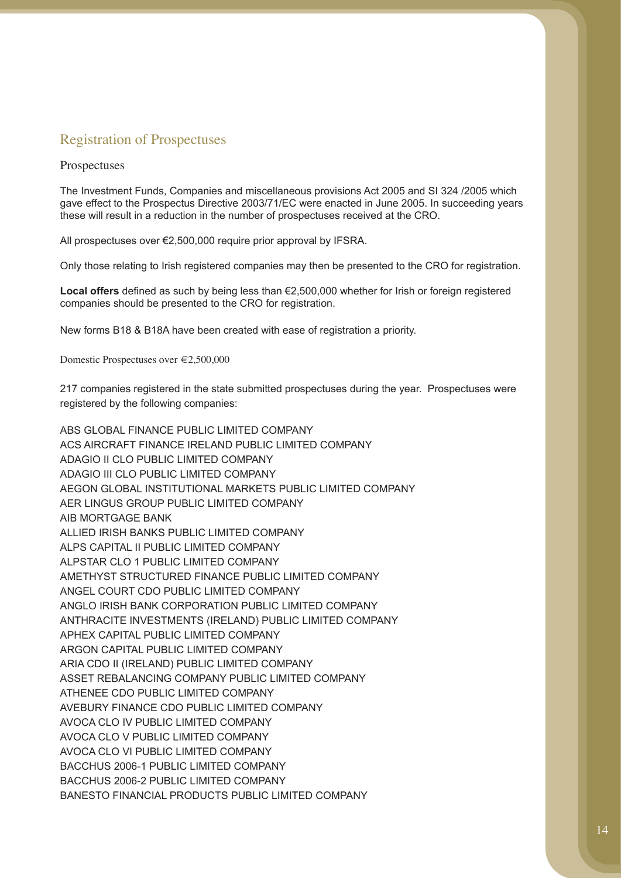## Registration of Prospectuses

### Prospectuses

The Investment Funds, Companies and miscellaneous provisions Act 2005 and SI 324 /2005 which gave effect to the Prospectus Directive 2003/71/EC were enacted in June 2005. In succeeding years these will result in a reduction in the number of prospectuses received at the CRO.

All prospectuses over €2,500,000 require prior approval by IFSRA.

Only those relating to Irish registered companies may then be presented to the CRO for registration.

**Local offers** defined as such by being less than €2,500,000 whether for Irish or foreign registered companies should be presented to the CRO for registration.

New forms B18 & B18A have been created with ease of registration a priority.

#### Domestic Prospectuses over €2,500,000

217 companies registered in the state submitted prospectuses during the year. Prospectuses were registered by the following companies:

ABS GLOBAL FINANCE PUBLIC LIMITED COMPANY
ACS AIRCRAFT FINANCE IRELAND PUBLIC LIMITED COMPANY
ADAGIO II CLO PUBLIC LIMITED COMPANY
ADAGIO III CLO PUBLIC LIMITED COMPANY
AEGON GLOBAL INSTITUTIONAL MARKETS PUBLIC LIMITED COMPANY
AER LINGUS GROUP PUBLIC LIMITED COMPANY
AIB MORTGAGE BANK
ALLIED IRISH BANKS PUBLIC LIMITED COMPANY
ALPS CAPITAL II PUBLIC LIMITED COMPANY
ALPSTAR CLO 1 PUBLIC LIMITED COMPANY
AMETHYST STRUCTURED FINANCE PUBLIC LIMITED COMPANY
ANGEL COURT CDO PUBLIC LIMITED COMPANY
ANGLO IRISH BANK CORPORATION PUBLIC LIMITED COMPANY
ANTHRACITE INVESTMENTS (IRELAND) PUBLIC LIMITED COMPANY
APHEX CAPITAL PUBLIC LIMITED COMPANY
ARGON CAPITAL PUBLIC LIMITED COMPANY
ARIA CDO II (IRELAND) PUBLIC LIMITED COMPANY
ASSET REBALANCING COMPANY PUBLIC LIMITED COMPANY
ATHENEE CDO PUBLIC LIMITED COMPANY
AVEBURY FINANCE CDO PUBLIC LIMITED COMPANY
AVOCA CLO IV PUBLIC LIMITED COMPANY
AVOCA CLO V PUBLIC LIMITED COMPANY
AVOCA CLO VI PUBLIC LIMITED COMPANY
BACCHUS 2006-1 PUBLIC LIMITED COMPANY
BACCHUS 2006-2 PUBLIC LIMITED COMPANY
BANESTO FINANCIAL PRODUCTS PUBLIC LIMITED COMPANY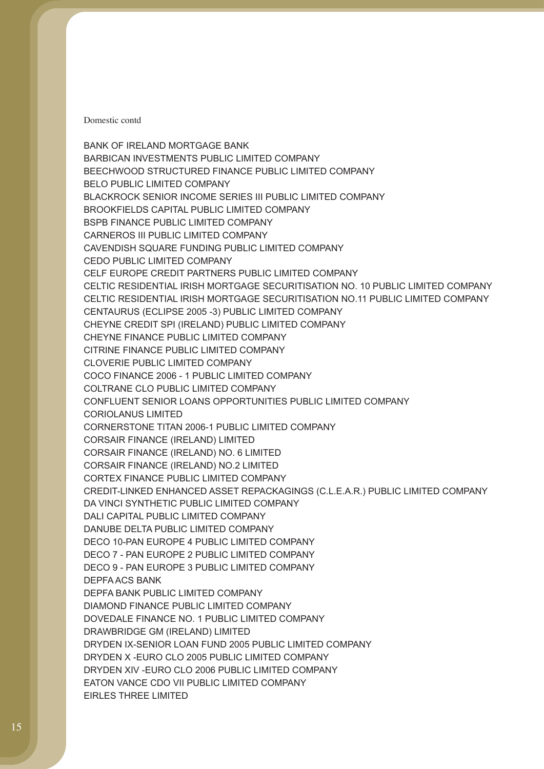Domestic contd

BANK OF IRELAND MORTGAGE BANK
BARBICAN INVESTMENTS PUBLIC LIMITED COMPANY
BEECHWOOD STRUCTURED FINANCE PUBLIC LIMITED COMPANY
BELO PUBLIC LIMITED COMPANY
BLACKROCK SENIOR INCOME SERIES III PUBLIC LIMITED COMPANY
BROOKFIELDS CAPITAL PUBLIC LIMITED COMPANY
BSPB FINANCE PUBLIC LIMITED COMPANY
CARNEROS III PUBLIC LIMITED COMPANY
CAVENDISH SQUARE FUNDING PUBLIC LIMITED COMPANY
CEDO PUBLIC LIMITED COMPANY
CELF EUROPE CREDIT PARTNERS PUBLIC LIMITED COMPANY
CELTIC RESIDENTIAL IRISH MORTGAGE SECURITISATION NO. 10 PUBLIC LIMITED COMPANY
CELTIC RESIDENTIAL IRISH MORTGAGE SECURITISATION NO.11 PUBLIC LIMITED COMPANY
CENTAURUS (ECLIPSE 2005 -3) PUBLIC LIMITED COMPANY
CHEYNE CREDIT SPI (IRELAND) PUBLIC LIMITED COMPANY
CHEYNE FINANCE PUBLIC LIMITED COMPANY
CITRINE FINANCE PUBLIC LIMITED COMPANY
CLOVERIE PUBLIC LIMITED COMPANY
COCO FINANCE 2006 - 1 PUBLIC LIMITED COMPANY
COLTRANE CLO PUBLIC LIMITED COMPANY
CONFLUENT SENIOR LOANS OPPORTUNITIES PUBLIC LIMITED COMPANY
CORIOLANUS LIMITED
CORNERSTONE TITAN 2006-1 PUBLIC LIMITED COMPANY
CORSAIR FINANCE (IRELAND) LIMITED
CORSAIR FINANCE (IRELAND) NO. 6 LIMITED
CORSAIR FINANCE (IRELAND) NO.2 LIMITED
CORTEX FINANCE PUBLIC LIMITED COMPANY
CREDIT-LINKED ENHANCED ASSET REPACKAGINGS (C.L.E.A.R.) PUBLIC LIMITED COMPANY
DA VINCI SYNTHETIC PUBLIC LIMITED COMPANY
DALI CAPITAL PUBLIC LIMITED COMPANY
DANUBE DELTA PUBLIC LIMITED COMPANY
DECO 10-PAN EUROPE 4 PUBLIC LIMITED COMPANY
DECO 7 - PAN EUROPE 2 PUBLIC LIMITED COMPANY
DECO 9 - PAN EUROPE 3 PUBLIC LIMITED COMPANY
DEPFA ACS BANK
DEPFA BANK PUBLIC LIMITED COMPANY
DIAMOND FINANCE PUBLIC LIMITED COMPANY
DOVEDALE FINANCE NO. 1 PUBLIC LIMITED COMPANY
DRAWBRIDGE GM (IRELAND) LIMITED
DRYDEN IX-SENIOR LOAN FUND 2005 PUBLIC LIMITED COMPANY
DRYDEN X -EURO CLO 2005 PUBLIC LIMITED COMPANY
DRYDEN XIV -EURO CLO 2006 PUBLIC LIMITED COMPANY
EATON VANCE CDO VII PUBLIC LIMITED COMPANY
EIRLES THREE LIMITED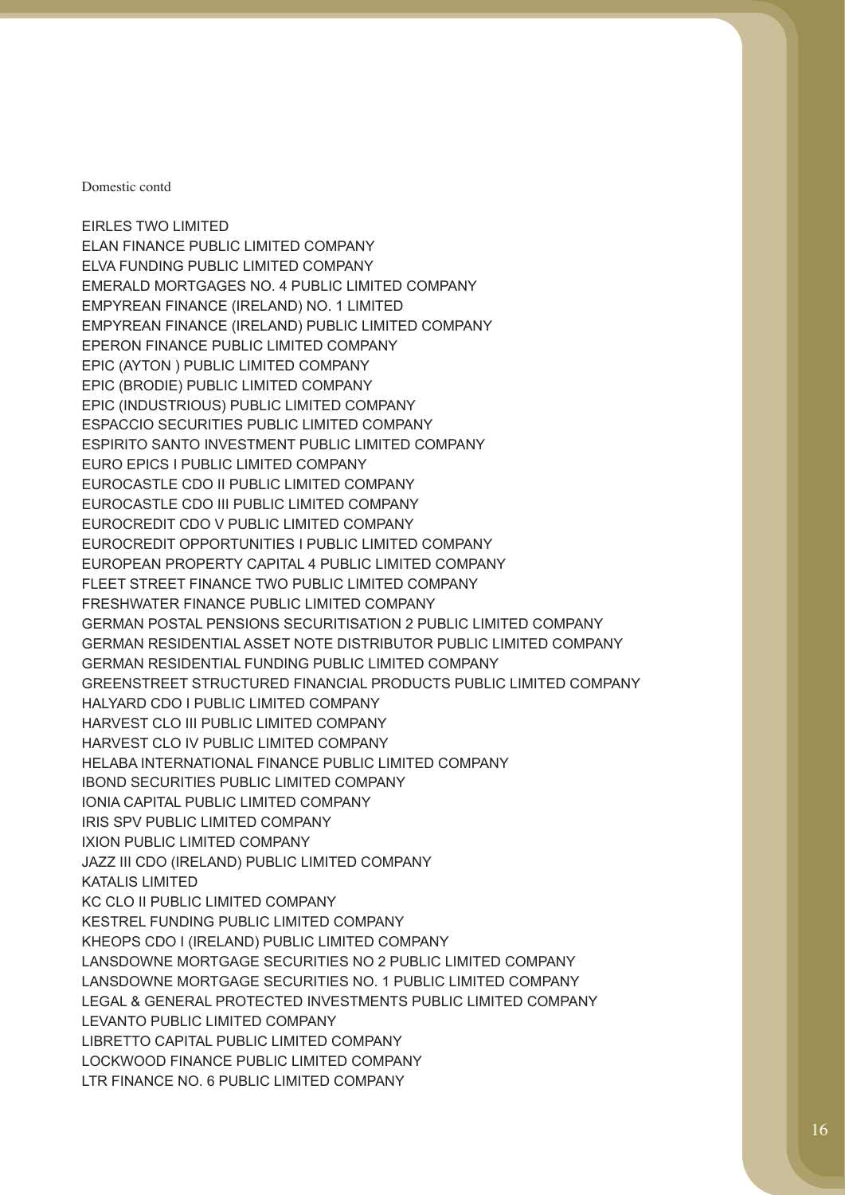Domestic contd

EIRLES TWO LIMITED
ELAN FINANCE PUBLIC LIMITED COMPANY
ELVA FUNDING PUBLIC LIMITED COMPANY
EMERALD MORTGAGES NO. 4 PUBLIC LIMITED COMPANY
EMPYREAN FINANCE (IRELAND) NO. 1 LIMITED
EMPYREAN FINANCE (IRELAND) PUBLIC LIMITED COMPANY
EPERON FINANCE PUBLIC LIMITED COMPANY
EPIC (AYTON ) PUBLIC LIMITED COMPANY
EPIC (BRODIE) PUBLIC LIMITED COMPANY
EPIC (INDUSTRIOUS) PUBLIC LIMITED COMPANY
ESPACCIO SECURITIES PUBLIC LIMITED COMPANY
ESPIRITO SANTO INVESTMENT PUBLIC LIMITED COMPANY
EURO EPICS I PUBLIC LIMITED COMPANY
EUROCASTLE CDO II PUBLIC LIMITED COMPANY
EUROCASTLE CDO III PUBLIC LIMITED COMPANY
EUROCREDIT CDO V PUBLIC LIMITED COMPANY
EUROCREDIT OPPORTUNITIES I PUBLIC LIMITED COMPANY
EUROPEAN PROPERTY CAPITAL 4 PUBLIC LIMITED COMPANY
FLEET STREET FINANCE TWO PUBLIC LIMITED COMPANY
FRESHWATER FINANCE PUBLIC LIMITED COMPANY
GERMAN POSTAL PENSIONS SECURITISATION 2 PUBLIC LIMITED COMPANY
GERMAN RESIDENTIAL ASSET NOTE DISTRIBUTOR PUBLIC LIMITED COMPANY
GERMAN RESIDENTIAL FUNDING PUBLIC LIMITED COMPANY
GREENSTREET STRUCTURED FINANCIAL PRODUCTS PUBLIC LIMITED COMPANY
HALYARD CDO I PUBLIC LIMITED COMPANY
HARVEST CLO III PUBLIC LIMITED COMPANY
HARVEST CLO IV PUBLIC LIMITED COMPANY
HELABA INTERNATIONAL FINANCE PUBLIC LIMITED COMPANY
IBOND SECURITIES PUBLIC LIMITED COMPANY
IONIA CAPITAL PUBLIC LIMITED COMPANY
IRIS SPV PUBLIC LIMITED COMPANY
IXION PUBLIC LIMITED COMPANY
JAZZ III CDO (IRELAND) PUBLIC LIMITED COMPANY
KATALIS LIMITED
KC CLO II PUBLIC LIMITED COMPANY
KESTREL FUNDING PUBLIC LIMITED COMPANY
KHEOPS CDO I (IRELAND) PUBLIC LIMITED COMPANY
LANSDOWNE MORTGAGE SECURITIES NO 2 PUBLIC LIMITED COMPANY
LANSDOWNE MORTGAGE SECURITIES NO. 1 PUBLIC LIMITED COMPANY
LEGAL & GENERAL PROTECTED INVESTMENTS PUBLIC LIMITED COMPANY
LEVANTO PUBLIC LIMITED COMPANY
LIBRETTO CAPITAL PUBLIC LIMITED COMPANY
LOCKWOOD FINANCE PUBLIC LIMITED COMPANY
LTR FINANCE NO. 6 PUBLIC LIMITED COMPANY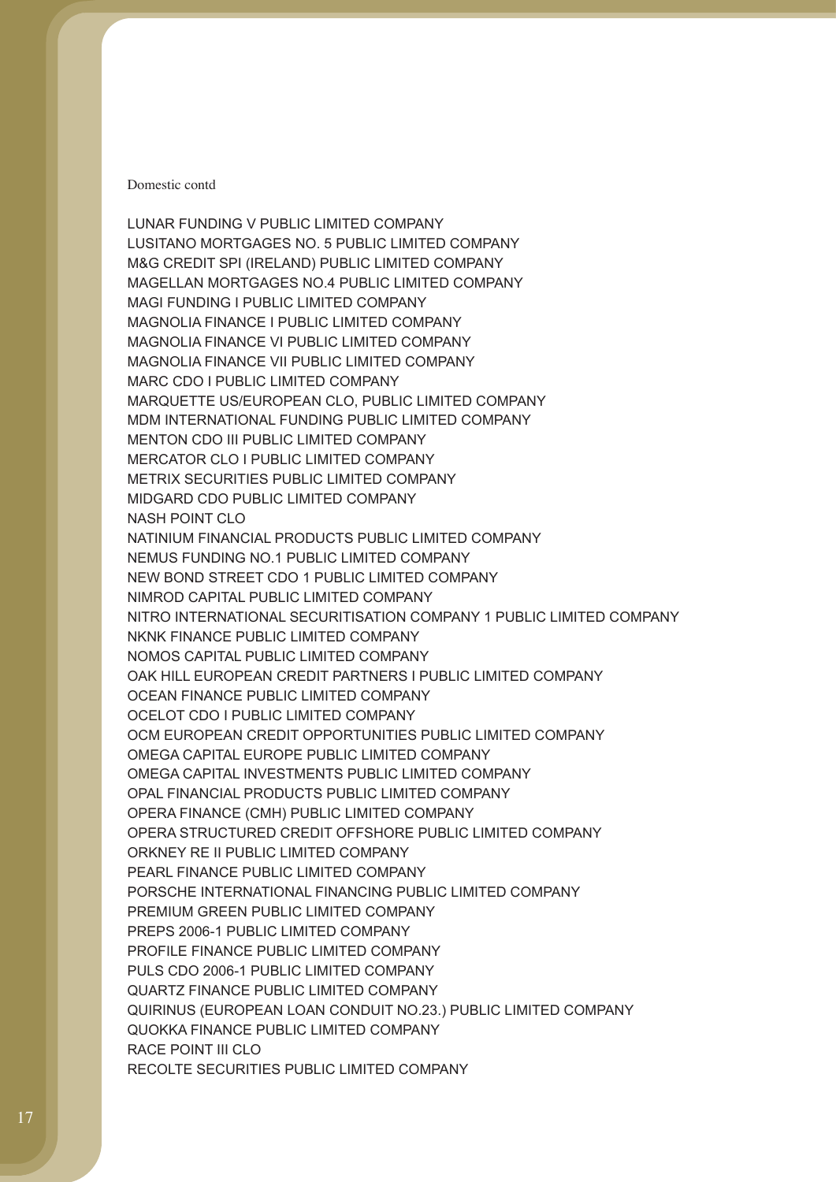Domestic contd

LUNAR FUNDING V PUBLIC LIMITED COMPANY
LUSITANO MORTGAGES NO. 5 PUBLIC LIMITED COMPANY
M&G CREDIT SPI (IRELAND) PUBLIC LIMITED COMPANY
MAGELLAN MORTGAGES NO.4 PUBLIC LIMITED COMPANY
MAGI FUNDING I PUBLIC LIMITED COMPANY
MAGNOLIA FINANCE I PUBLIC LIMITED COMPANY
MAGNOLIA FINANCE VI PUBLIC LIMITED COMPANY
MAGNOLIA FINANCE VII PUBLIC LIMITED COMPANY
MARC CDO I PUBLIC LIMITED COMPANY
MARQUETTE US/EUROPEAN CLO, PUBLIC LIMITED COMPANY
MDM INTERNATIONAL FUNDING PUBLIC LIMITED COMPANY
MENTON CDO III PUBLIC LIMITED COMPANY
MERCATOR CLO I PUBLIC LIMITED COMPANY
METRIX SECURITIES PUBLIC LIMITED COMPANY
MIDGARD CDO PUBLIC LIMITED COMPANY
NASH POINT CLO
NATINIUM FINANCIAL PRODUCTS PUBLIC LIMITED COMPANY
NEMUS FUNDING NO.1 PUBLIC LIMITED COMPANY
NEW BOND STREET CDO 1 PUBLIC LIMITED COMPANY
NIMROD CAPITAL PUBLIC LIMITED COMPANY
NITRO INTERNATIONAL SECURITISATION COMPANY 1 PUBLIC LIMITED COMPANY
NKNK FINANCE PUBLIC LIMITED COMPANY
NOMOS CAPITAL PUBLIC LIMITED COMPANY
OAK HILL EUROPEAN CREDIT PARTNERS I PUBLIC LIMITED COMPANY
OCEAN FINANCE PUBLIC LIMITED COMPANY
OCELOT CDO I PUBLIC LIMITED COMPANY
OCM EUROPEAN CREDIT OPPORTUNITIES PUBLIC LIMITED COMPANY
OMEGA CAPITAL EUROPE PUBLIC LIMITED COMPANY
OMEGA CAPITAL INVESTMENTS PUBLIC LIMITED COMPANY
OPAL FINANCIAL PRODUCTS PUBLIC LIMITED COMPANY
OPERA FINANCE (CMH) PUBLIC LIMITED COMPANY
OPERA STRUCTURED CREDIT OFFSHORE PUBLIC LIMITED COMPANY
ORKNEY RE II PUBLIC LIMITED COMPANY
PEARL FINANCE PUBLIC LIMITED COMPANY
PORSCHE INTERNATIONAL FINANCING PUBLIC LIMITED COMPANY
PREMIUM GREEN PUBLIC LIMITED COMPANY
PREPS 2006-1 PUBLIC LIMITED COMPANY
PROFILE FINANCE PUBLIC LIMITED COMPANY
PULS CDO 2006-1 PUBLIC LIMITED COMPANY
QUARTZ FINANCE PUBLIC LIMITED COMPANY
QUIRINUS (EUROPEAN LOAN CONDUIT NO.23.) PUBLIC LIMITED COMPANY
QUOKKA FINANCE PUBLIC LIMITED COMPANY
RACE POINT III CLO
RECOLTE SECURITIES PUBLIC LIMITED COMPANY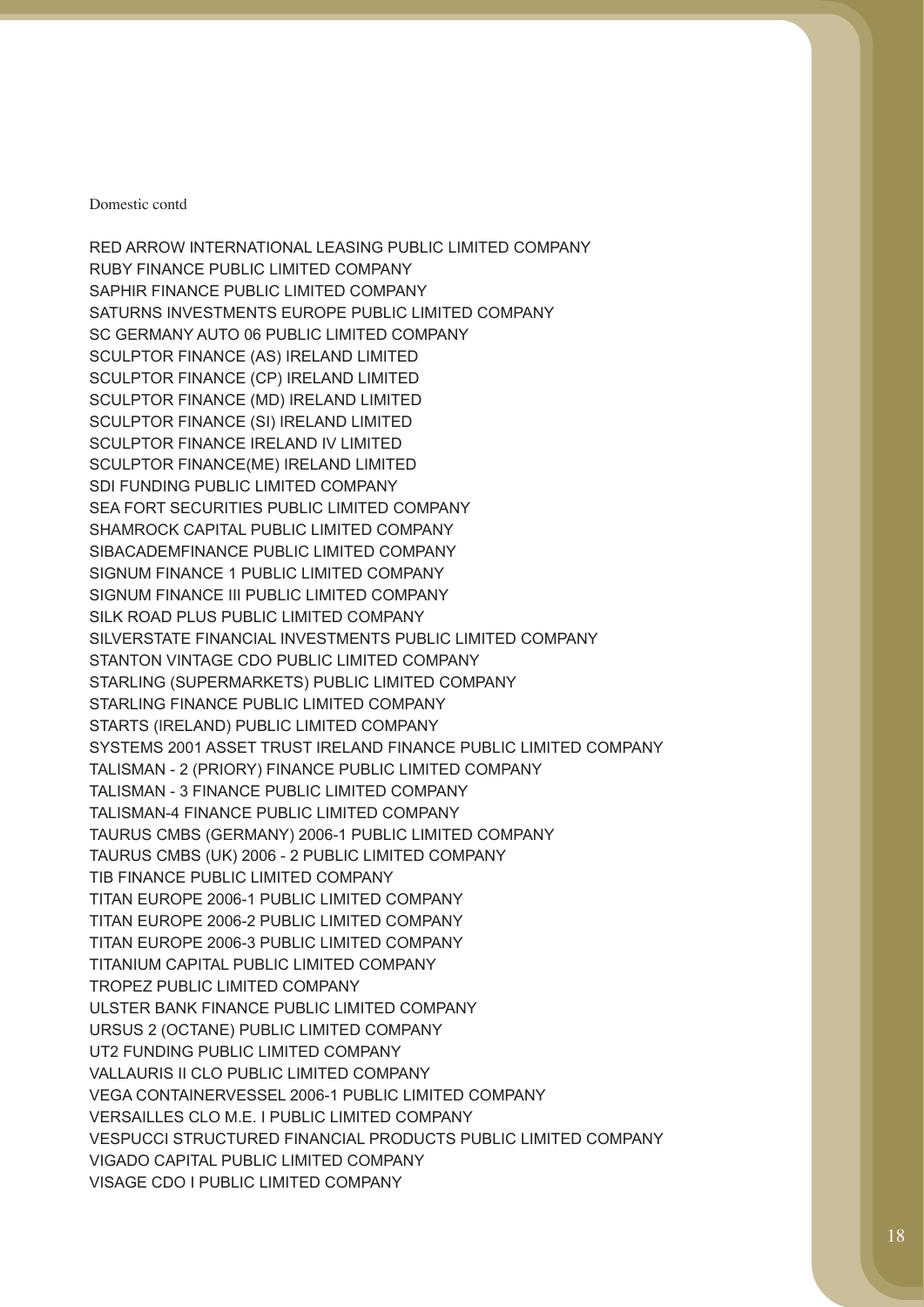Domestic contd

RED ARROW INTERNATIONAL LEASING PUBLIC LIMITED COMPANY
RUBY FINANCE PUBLIC LIMITED COMPANY
SAPHIR FINANCE PUBLIC LIMITED COMPANY
SATURNS INVESTMENTS EUROPE PUBLIC LIMITED COMPANY
SC GERMANY AUTO 06 PUBLIC LIMITED COMPANY
SCULPTOR FINANCE (AS) IRELAND LIMITED
SCULPTOR FINANCE (CP) IRELAND LIMITED
SCULPTOR FINANCE (MD) IRELAND LIMITED
SCULPTOR FINANCE (SI) IRELAND LIMITED
SCULPTOR FINANCE IRELAND IV LIMITED
SCULPTOR FINANCE(ME) IRELAND LIMITED
SDI FUNDING PUBLIC LIMITED COMPANY
SEA FORT SECURITIES PUBLIC LIMITED COMPANY
SHAMROCK CAPITAL PUBLIC LIMITED COMPANY
SIBACADEMFINANCE PUBLIC LIMITED COMPANY
SIGNUM FINANCE 1 PUBLIC LIMITED COMPANY
SIGNUM FINANCE III PUBLIC LIMITED COMPANY
SILK ROAD PLUS PUBLIC LIMITED COMPANY
SILVERSTATE FINANCIAL INVESTMENTS PUBLIC LIMITED COMPANY
STANTON VINTAGE CDO PUBLIC LIMITED COMPANY
STARLING (SUPERMARKETS) PUBLIC LIMITED COMPANY
STARLING FINANCE PUBLIC LIMITED COMPANY
STARTS (IRELAND) PUBLIC LIMITED COMPANY
SYSTEMS 2001 ASSET TRUST IRELAND FINANCE PUBLIC LIMITED COMPANY
TALISMAN - 2 (PRIORY) FINANCE PUBLIC LIMITED COMPANY
TALISMAN - 3 FINANCE PUBLIC LIMITED COMPANY
TALISMAN-4 FINANCE PUBLIC LIMITED COMPANY
TAURUS CMBS (GERMANY) 2006-1 PUBLIC LIMITED COMPANY
TAURUS CMBS (UK) 2006 - 2 PUBLIC LIMITED COMPANY
TIB FINANCE PUBLIC LIMITED COMPANY
TITAN EUROPE 2006-1 PUBLIC LIMITED COMPANY
TITAN EUROPE 2006-2 PUBLIC LIMITED COMPANY
TITAN EUROPE 2006-3 PUBLIC LIMITED COMPANY
TITANIUM CAPITAL PUBLIC LIMITED COMPANY
TROPEZ PUBLIC LIMITED COMPANY
ULSTER BANK FINANCE PUBLIC LIMITED COMPANY
URSUS 2 (OCTANE) PUBLIC LIMITED COMPANY
UT2 FUNDING PUBLIC LIMITED COMPANY
VALLAURIS II CLO PUBLIC LIMITED COMPANY
VEGA CONTAINERVESSEL 2006-1 PUBLIC LIMITED COMPANY
VERSAILLES CLO M.E. I PUBLIC LIMITED COMPANY
VESPUCCI STRUCTURED FINANCIAL PRODUCTS PUBLIC LIMITED COMPANY
VIGADO CAPITAL PUBLIC LIMITED COMPANY
VISAGE CDO I PUBLIC LIMITED COMPANY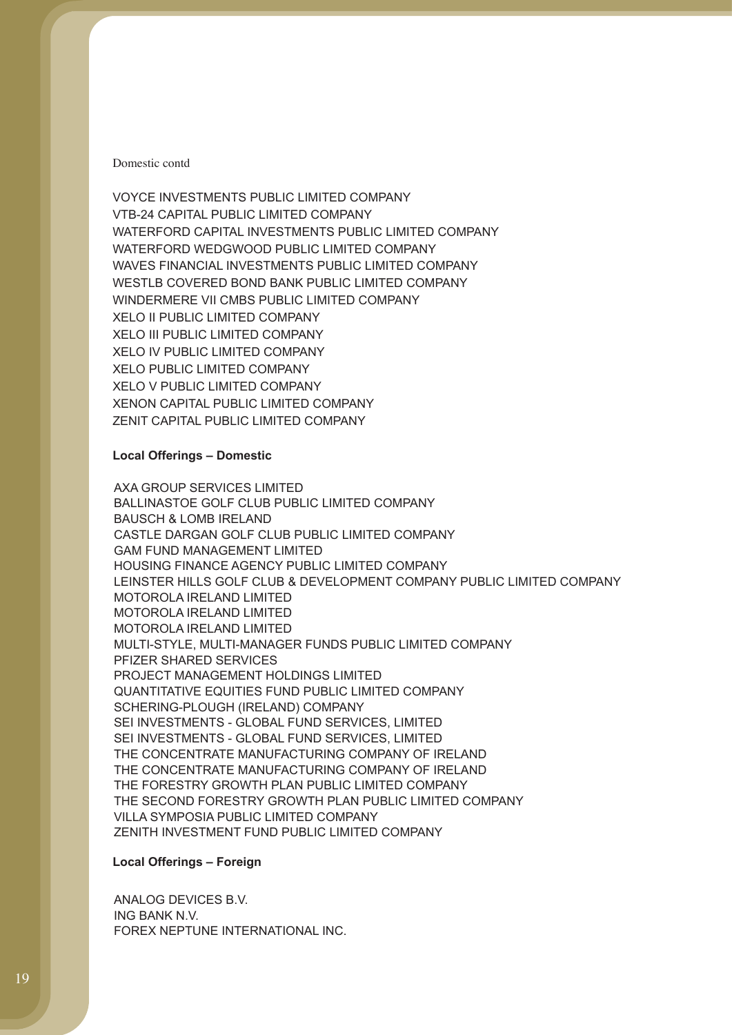Domestic contd

VOYCE INVESTMENTS PUBLIC LIMITED COMPANY
VTB-24 CAPITAL PUBLIC LIMITED COMPANY
WATERFORD CAPITAL INVESTMENTS PUBLIC LIMITED COMPANY
WATERFORD WEDGWOOD PUBLIC LIMITED COMPANY
WAVES FINANCIAL INVESTMENTS PUBLIC LIMITED COMPANY
WESTLB COVERED BOND BANK PUBLIC LIMITED COMPANY
WINDERMERE VII CMBS PUBLIC LIMITED COMPANY
XELO II PUBLIC LIMITED COMPANY
XELO III PUBLIC LIMITED COMPANY
XELO IV PUBLIC LIMITED COMPANY
XELO PUBLIC LIMITED COMPANY
XELO V PUBLIC LIMITED COMPANY
XENON CAPITAL PUBLIC LIMITED COMPANY
ZENIT CAPITAL PUBLIC LIMITED COMPANY

**Local Offerings – Domestic**

AXA GROUP SERVICES LIMITED
BALLINASTOE GOLF CLUB PUBLIC LIMITED COMPANY
BAUSCH & LOMB IRELAND
CASTLE DARGAN GOLF CLUB PUBLIC LIMITED COMPANY
GAM FUND MANAGEMENT LIMITED
HOUSING FINANCE AGENCY PUBLIC LIMITED COMPANY
LEINSTER HILLS GOLF CLUB & DEVELOPMENT COMPANY PUBLIC LIMITED COMPANY
MOTOROLA IRELAND LIMITED
MOTOROLA IRELAND LIMITED
MOTOROLA IRELAND LIMITED
MULTI-STYLE, MULTI-MANAGER FUNDS PUBLIC LIMITED COMPANY
PFIZER SHARED SERVICES
PROJECT MANAGEMENT HOLDINGS LIMITED
QUANTITATIVE EQUITIES FUND PUBLIC LIMITED COMPANY
SCHERING-PLOUGH (IRELAND) COMPANY
SEI INVESTMENTS - GLOBAL FUND SERVICES, LIMITED
SEI INVESTMENTS - GLOBAL FUND SERVICES, LIMITED
THE CONCENTRATE MANUFACTURING COMPANY OF IRELAND
THE CONCENTRATE MANUFACTURING COMPANY OF IRELAND
THE FORESTRY GROWTH PLAN PUBLIC LIMITED COMPANY
THE SECOND FORESTRY GROWTH PLAN PUBLIC LIMITED COMPANY
VILLA SYMPOSIA PUBLIC LIMITED COMPANY
ZENITH INVESTMENT FUND PUBLIC LIMITED COMPANY

**Local Offerings – Foreign**

ANALOG DEVICES B.V.
ING BANK N.V.
FOREX NEPTUNE INTERNATIONAL INC.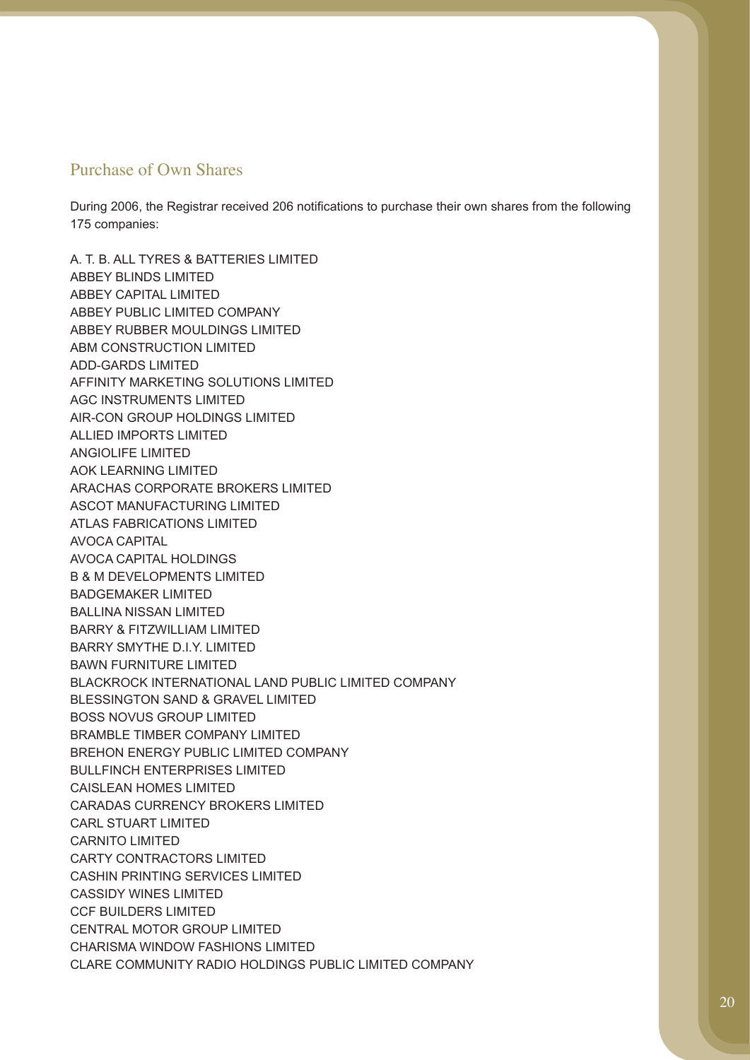## Purchase of Own Shares

During 2006, the Registrar received 206 notifications to purchase their own shares from the following 175 companies:

A. T. B. ALL TYRES & BATTERIES LIMITED
ABBEY BLINDS LIMITED
ABBEY CAPITAL LIMITED
ABBEY PUBLIC LIMITED COMPANY
ABBEY RUBBER MOULDINGS LIMITED
ABM CONSTRUCTION LIMITED
ADD-GARDS LIMITED
AFFINITY MARKETING SOLUTIONS LIMITED
AGC INSTRUMENTS LIMITED
AIR-CON GROUP HOLDINGS LIMITED
ALLIED IMPORTS LIMITED
ANGIOLIFE LIMITED
AOK LEARNING LIMITED
ARACHAS CORPORATE BROKERS LIMITED
ASCOT MANUFACTURING LIMITED
ATLAS FABRICATIONS LIMITED
AVOCA CAPITAL
AVOCA CAPITAL HOLDINGS
B & M DEVELOPMENTS LIMITED
BADGEMAKER LIMITED
BALLINA NISSAN LIMITED
BARRY & FITZWILLIAM LIMITED
BARRY SMYTHE D.I.Y. LIMITED
BAWN FURNITURE LIMITED
BLACKROCK INTERNATIONAL LAND PUBLIC LIMITED COMPANY
BLESSINGTON SAND & GRAVEL LIMITED
BOSS NOVUS GROUP LIMITED
BRAMBLE TIMBER COMPANY LIMITED
BREHON ENERGY PUBLIC LIMITED COMPANY
BULLFINCH ENTERPRISES LIMITED
CAISLEAN HOMES LIMITED
CARADAS CURRENCY BROKERS LIMITED
CARL STUART LIMITED
CARNITO LIMITED
CARTY CONTRACTORS LIMITED
CASHIN PRINTING SERVICES LIMITED
CASSIDY WINES LIMITED
CCF BUILDERS LIMITED
CENTRAL MOTOR GROUP LIMITED
CHARISMA WINDOW FASHIONS LIMITED
CLARE COMMUNITY RADIO HOLDINGS PUBLIC LIMITED COMPANY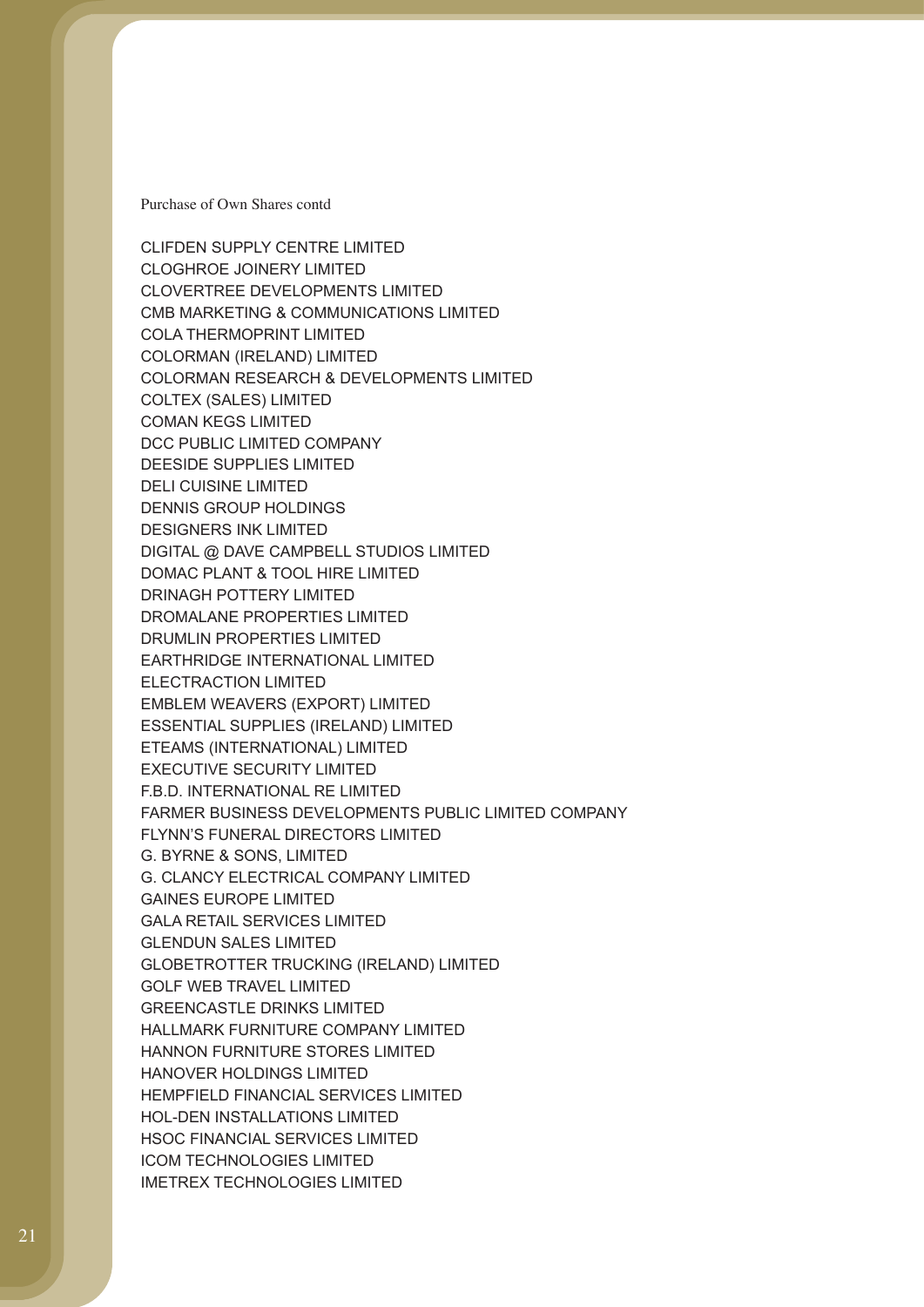Purchase of Own Shares contd

CLIFDEN SUPPLY CENTRE LIMITED
CLOGHROE JOINERY LIMITED
CLOVERTREE DEVELOPMENTS LIMITED
CMB MARKETING & COMMUNICATIONS LIMITED
COLA THERMOPRINT LIMITED
COLORMAN (IRELAND) LIMITED
COLORMAN RESEARCH & DEVELOPMENTS LIMITED
COLTEX (SALES) LIMITED
COMAN KEGS LIMITED
DCC PUBLIC LIMITED COMPANY
DEESIDE SUPPLIES LIMITED
DELI CUISINE LIMITED
DENNIS GROUP HOLDINGS
DESIGNERS INK LIMITED
DIGITAL @ DAVE CAMPBELL STUDIOS LIMITED
DOMAC PLANT & TOOL HIRE LIMITED
DRINAGH POTTERY LIMITED
DROMALANE PROPERTIES LIMITED
DRUMLIN PROPERTIES LIMITED
EARTHRIDGE INTERNATIONAL LIMITED
ELECTRACTION LIMITED
EMBLEM WEAVERS (EXPORT) LIMITED
ESSENTIAL SUPPLIES (IRELAND) LIMITED
ETEAMS (INTERNATIONAL) LIMITED
EXECUTIVE SECURITY LIMITED
F.B.D. INTERNATIONAL RE LIMITED
FARMER BUSINESS DEVELOPMENTS PUBLIC LIMITED COMPANY
FLYNN'S FUNERAL DIRECTORS LIMITED
G. BYRNE & SONS, LIMITED
G. CLANCY ELECTRICAL COMPANY LIMITED
GAINES EUROPE LIMITED
GALA RETAIL SERVICES LIMITED
GLENDUN SALES LIMITED
GLOBETROTTER TRUCKING (IRELAND) LIMITED
GOLF WEB TRAVEL LIMITED
GREENCASTLE DRINKS LIMITED
HALLMARK FURNITURE COMPANY LIMITED
HANNON FURNITURE STORES LIMITED
HANOVER HOLDINGS LIMITED
HEMPFIELD FINANCIAL SERVICES LIMITED
HOL-DEN INSTALLATIONS LIMITED
HSOC FINANCIAL SERVICES LIMITED
ICOM TECHNOLOGIES LIMITED
IMETREX TECHNOLOGIES LIMITED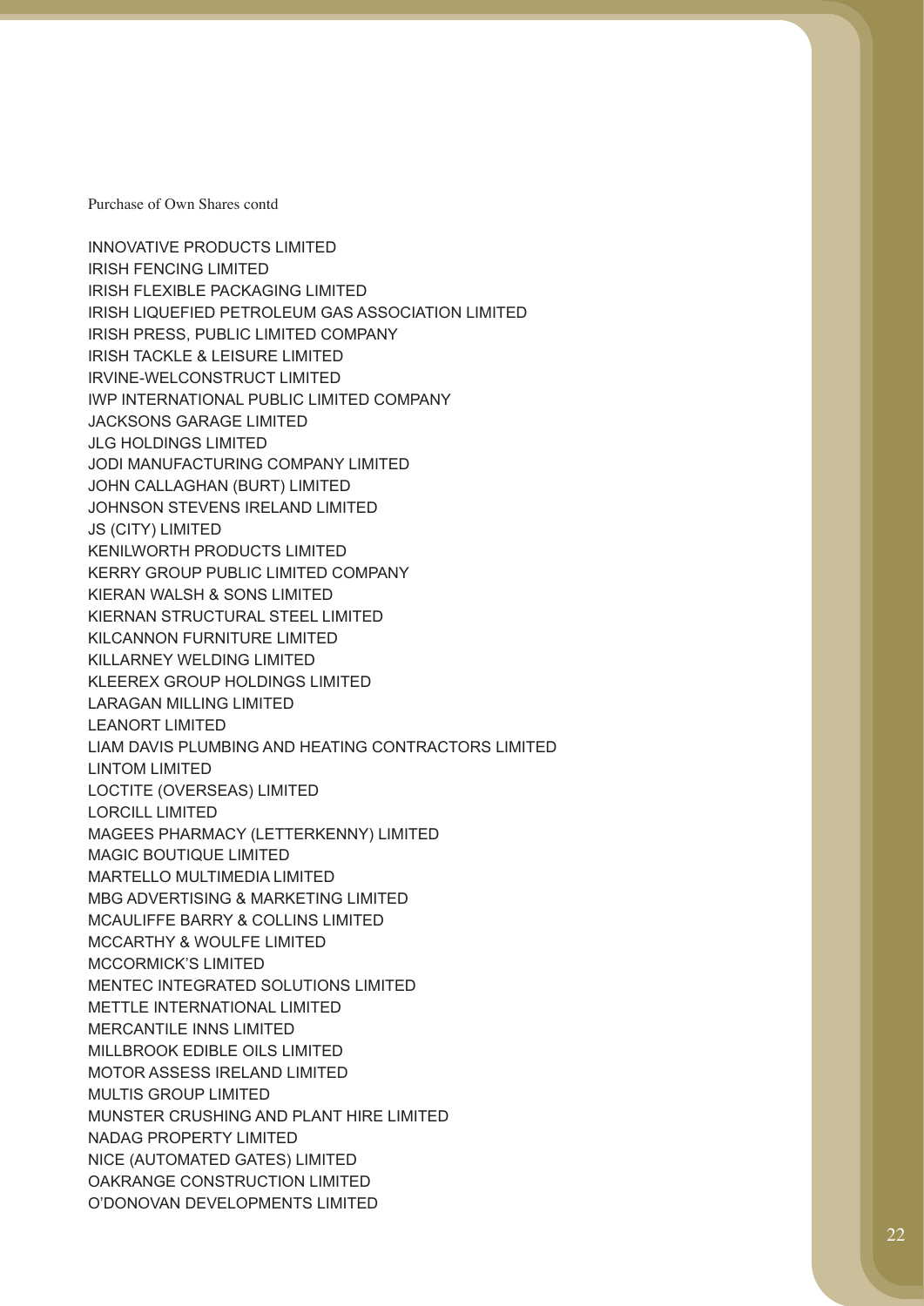Purchase of Own Shares contd

INNOVATIVE PRODUCTS LIMITED
IRISH FENCING LIMITED
IRISH FLEXIBLE PACKAGING LIMITED
IRISH LIQUEFIED PETROLEUM GAS ASSOCIATION LIMITED
IRISH PRESS, PUBLIC LIMITED COMPANY
IRISH TACKLE & LEISURE LIMITED
IRVINE-WELCONSTRUCT LIMITED
IWP INTERNATIONAL PUBLIC LIMITED COMPANY
JACKSONS GARAGE LIMITED
JLG HOLDINGS LIMITED
JODI MANUFACTURING COMPANY LIMITED
JOHN CALLAGHAN (BURT) LIMITED
JOHNSON STEVENS IRELAND LIMITED
JS (CITY) LIMITED
KENILWORTH PRODUCTS LIMITED
KERRY GROUP PUBLIC LIMITED COMPANY
KIERAN WALSH & SONS LIMITED
KIERNAN STRUCTURAL STEEL LIMITED
KILCANNON FURNITURE LIMITED
KILLARNEY WELDING LIMITED
KLEEREX GROUP HOLDINGS LIMITED
LARAGAN MILLING LIMITED
LEANORT LIMITED
LIAM DAVIS PLUMBING AND HEATING CONTRACTORS LIMITED
LINTOM LIMITED
LOCTITE (OVERSEAS) LIMITED
LORCILL LIMITED
MAGEES PHARMACY (LETTERKENNY) LIMITED
MAGIC BOUTIQUE LIMITED
MARTELLO MULTIMEDIA LIMITED
MBG ADVERTISING & MARKETING LIMITED
MCAULIFFE BARRY & COLLINS LIMITED
MCCARTHY & WOULFE LIMITED
MCCORMICK'S LIMITED
MENTEC INTEGRATED SOLUTIONS LIMITED
METTLE INTERNATIONAL LIMITED
MERCANTILE INNS LIMITED
MILLBROOK EDIBLE OILS LIMITED
MOTOR ASSESS IRELAND LIMITED
MULTIS GROUP LIMITED
MUNSTER CRUSHING AND PLANT HIRE LIMITED
NADAG PROPERTY LIMITED
NICE (AUTOMATED GATES) LIMITED
OAKRANGE CONSTRUCTION LIMITED
O'DONOVAN DEVELOPMENTS LIMITED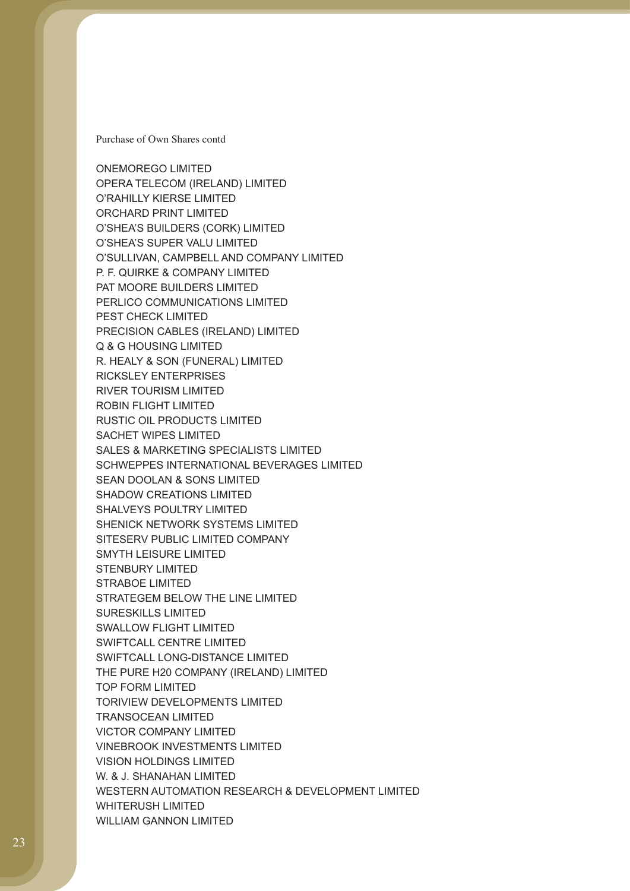Purchase of Own Shares contd

ONEMOREGO LIMITED
OPERA TELECOM (IRELAND) LIMITED
O'RAHILLY KIERSE LIMITED
ORCHARD PRINT LIMITED
O'SHEA'S BUILDERS (CORK) LIMITED
O'SHEA'S SUPER VALU LIMITED
O'SULLIVAN, CAMPBELL AND COMPANY LIMITED
P. F. QUIRKE & COMPANY LIMITED
PAT MOORE BUILDERS LIMITED
PERLICO COMMUNICATIONS LIMITED
PEST CHECK LIMITED
PRECISION CABLES (IRELAND) LIMITED
Q & G HOUSING LIMITED
R. HEALY & SON (FUNERAL) LIMITED
RICKSLEY ENTERPRISES
RIVER TOURISM LIMITED
ROBIN FLIGHT LIMITED
RUSTIC OIL PRODUCTS LIMITED
SACHET WIPES LIMITED
SALES & MARKETING SPECIALISTS LIMITED
SCHWEPPES INTERNATIONAL BEVERAGES LIMITED
SEAN DOOLAN & SONS LIMITED
SHADOW CREATIONS LIMITED
SHALVEYS POULTRY LIMITED
SHENICK NETWORK SYSTEMS LIMITED
SITESERV PUBLIC LIMITED COMPANY
SMYTH LEISURE LIMITED
STENBURY LIMITED
STRABOE LIMITED
STRATEGEM BELOW THE LINE LIMITED
SURESKILLS LIMITED
SWALLOW FLIGHT LIMITED
SWIFTCALL CENTRE LIMITED
SWIFTCALL LONG-DISTANCE LIMITED
THE PURE H20 COMPANY (IRELAND) LIMITED
TOP FORM LIMITED
TORIVIEW DEVELOPMENTS LIMITED
TRANSOCEAN LIMITED
VICTOR COMPANY LIMITED
VINEBROOK INVESTMENTS LIMITED
VISION HOLDINGS LIMITED
W. & J. SHANAHAN LIMITED
WESTERN AUTOMATION RESEARCH & DEVELOPMENT LIMITED
WHITERUSH LIMITED
WILLIAM GANNON LIMITED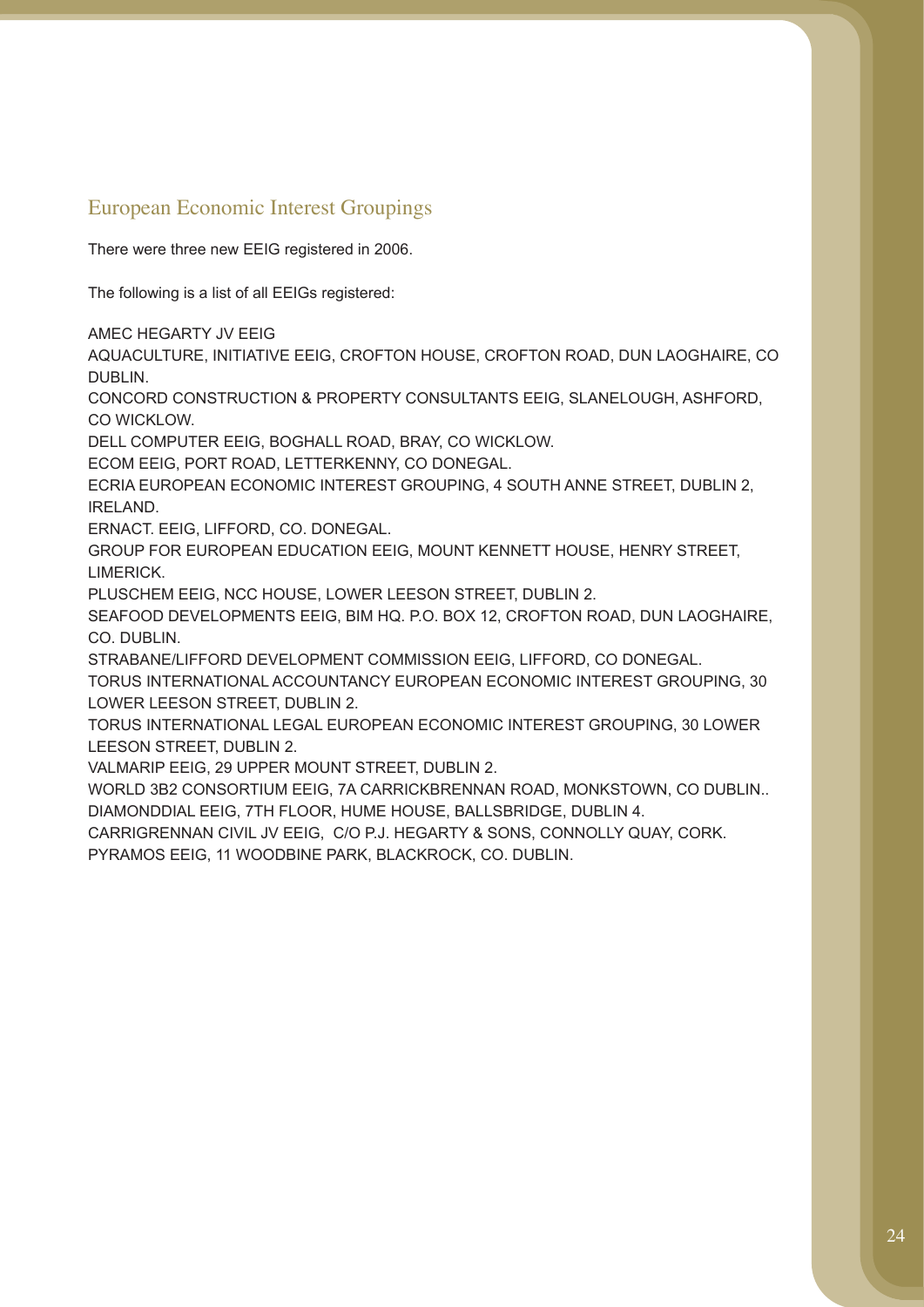## European Economic Interest Groupings

There were three new EEIG registered in 2006.

The following is a list of all EEIGs registered:

AMEC HEGARTY JV EEIG

AQUACULTURE, INITIATIVE EEIG, CROFTON HOUSE, CROFTON ROAD, DUN LAOGHAIRE, CO DUBLIN.

CONCORD CONSTRUCTION & PROPERTY CONSULTANTS EEIG, SLANELOUGH, ASHFORD, CO WICKLOW.

DELL COMPUTER EEIG, BOGHALL ROAD, BRAY, CO WICKLOW.

ECOM EEIG, PORT ROAD, LETTERKENNY, CO DONEGAL.

ECRIA EUROPEAN ECONOMIC INTEREST GROUPING, 4 SOUTH ANNE STREET, DUBLIN 2, IRELAND.

ERNACT. EEIG, LIFFORD, CO. DONEGAL.

GROUP FOR EUROPEAN EDUCATION EEIG, MOUNT KENNETT HOUSE, HENRY STREET, LIMERICK.

PLUSCHEM EEIG, NCC HOUSE, LOWER LEESON STREET, DUBLIN 2.

SEAFOOD DEVELOPMENTS EEIG, BIM HQ. P.O. BOX 12, CROFTON ROAD, DUN LAOGHAIRE, CO. DUBLIN.

STRABANE/LIFFORD DEVELOPMENT COMMISSION EEIG, LIFFORD, CO DONEGAL.

TORUS INTERNATIONAL ACCOUNTANCY EUROPEAN ECONOMIC INTEREST GROUPING, 30 LOWER LEESON STREET, DUBLIN 2.

TORUS INTERNATIONAL LEGAL EUROPEAN ECONOMIC INTEREST GROUPING, 30 LOWER LEESON STREET, DUBLIN 2.

VALMARIP EEIG, 29 UPPER MOUNT STREET, DUBLIN 2.

WORLD 3B2 CONSORTIUM EEIG, 7A CARRICKBRENNAN ROAD, MONKSTOWN, CO DUBLIN..

DIAMONDDIAL EEIG, 7TH FLOOR, HUME HOUSE, BALLSBRIDGE, DUBLIN 4.

CARRIGRENNAN CIVIL JV EEIG, C/O P.J. HEGARTY & SONS, CONNOLLY QUAY, CORK.

PYRAMOS EEIG, 11 WOODBINE PARK, BLACKROCK, CO. DUBLIN.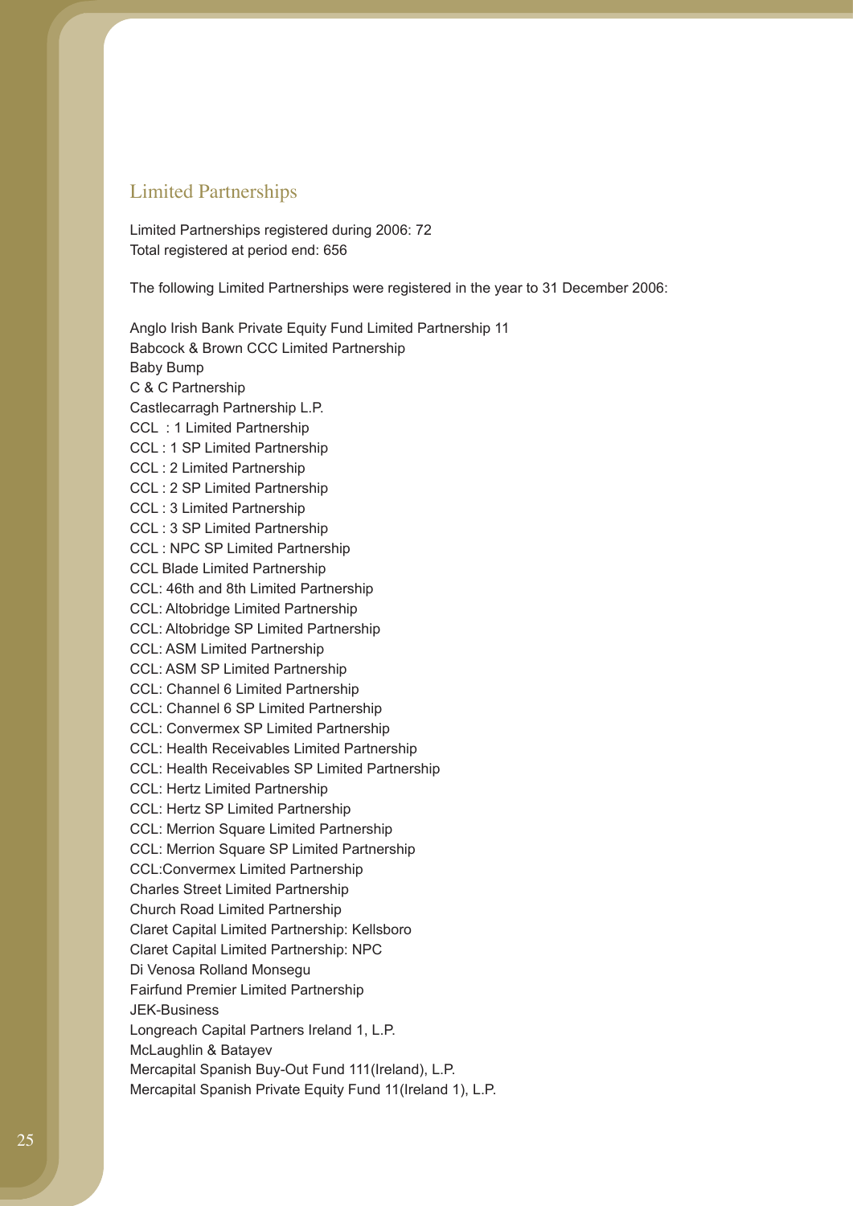## Limited Partnerships

Limited Partnerships registered during 2006: 72
Total registered at period end: 656

The following Limited Partnerships were registered in the year to 31 December 2006:

Anglo Irish Bank Private Equity Fund Limited Partnership 11
Babcock & Brown CCC Limited Partnership
Baby Bump
C & C Partnership
Castlecarragh Partnership L.P.
CCL : 1 Limited Partnership
CCL : 1 SP Limited Partnership
CCL : 2 Limited Partnership
CCL : 2 SP Limited Partnership
CCL : 3 Limited Partnership
CCL : 3 SP Limited Partnership
CCL : NPC SP Limited Partnership
CCL Blade Limited Partnership
CCL: 46th and 8th Limited Partnership
CCL: Altobridge Limited Partnership
CCL: Altobridge SP Limited Partnership
CCL: ASM Limited Partnership
CCL: ASM SP Limited Partnership
CCL: Channel 6 Limited Partnership
CCL: Channel 6 SP Limited Partnership
CCL: Convermex SP Limited Partnership
CCL: Health Receivables Limited Partnership
CCL: Health Receivables SP Limited Partnership
CCL: Hertz Limited Partnership
CCL: Hertz SP Limited Partnership
CCL: Merrion Square Limited Partnership
CCL: Merrion Square SP Limited Partnership
CCL:Convermex Limited Partnership
Charles Street Limited Partnership
Church Road Limited Partnership
Claret Capital Limited Partnership: Kellsboro
Claret Capital Limited Partnership: NPC
Di Venosa Rolland Monsegu
Fairfund Premier Limited Partnership
JEK-Business
Longreach Capital Partners Ireland 1, L.P.
McLaughlin & Batayev
Mercapital Spanish Buy-Out Fund 111(Ireland), L.P.
Mercapital Spanish Private Equity Fund 11(Ireland 1), L.P.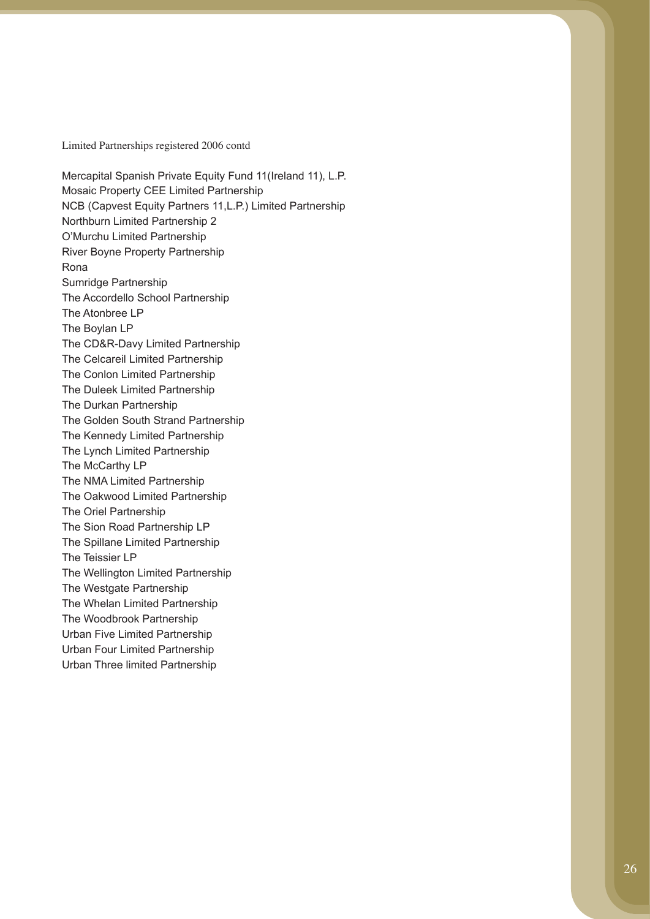Limited Partnerships registered 2006 contd

Mercapital Spanish Private Equity Fund 11(Ireland 11), L.P.
Mosaic Property CEE Limited Partnership
NCB (Capvest Equity Partners 11,L.P.) Limited Partnership
Northburn Limited Partnership 2
O'Murchu Limited Partnership
River Boyne Property Partnership
Rona
Sumridge Partnership
The Accordello School Partnership
The Atonbree LP
The Boylan LP
The CD&R-Davy Limited Partnership
The Celcareil Limited Partnership
The Conlon Limited Partnership
The Duleek Limited Partnership
The Durkan Partnership
The Golden South Strand Partnership
The Kennedy Limited Partnership
The Lynch Limited Partnership
The McCarthy LP
The NMA Limited Partnership
The Oakwood Limited Partnership
The Oriel Partnership
The Sion Road Partnership LP
The Spillane Limited Partnership
The Teissier LP
The Wellington Limited Partnership
The Westgate Partnership
The Whelan Limited Partnership
The Woodbrook Partnership
Urban Five Limited Partnership
Urban Four Limited Partnership
Urban Three limited Partnership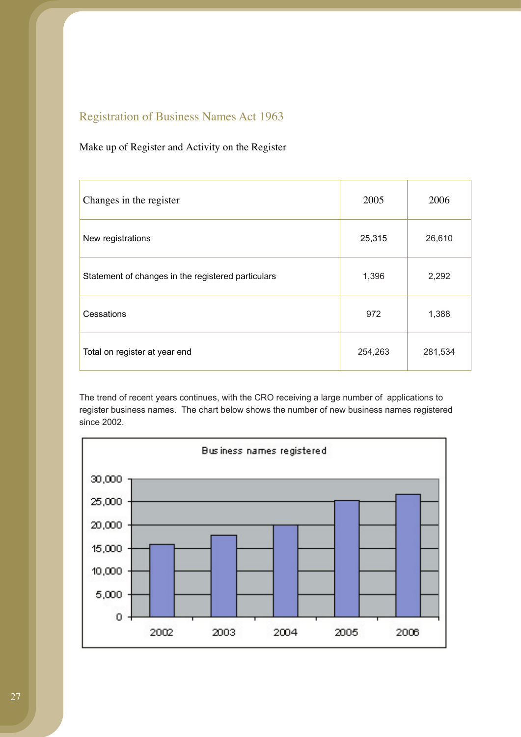## Registration of Business Names Act 1963

Make up of Register and Activity on the Register

| Changes in the register | 2005 | 2006 |
|---|---|---|
| New registrations | 25,315 | 26,610 |
| Statement of changes in the registered particulars | 1,396 | 2,292 |
| Cessations | 972 | 1,388 |
| Total on register at year end | 254,263 | 281,534 |

The trend of recent years continues, with the CRO receiving a large number of applications to register business names. The chart below shows the number of new business names registered since 2002.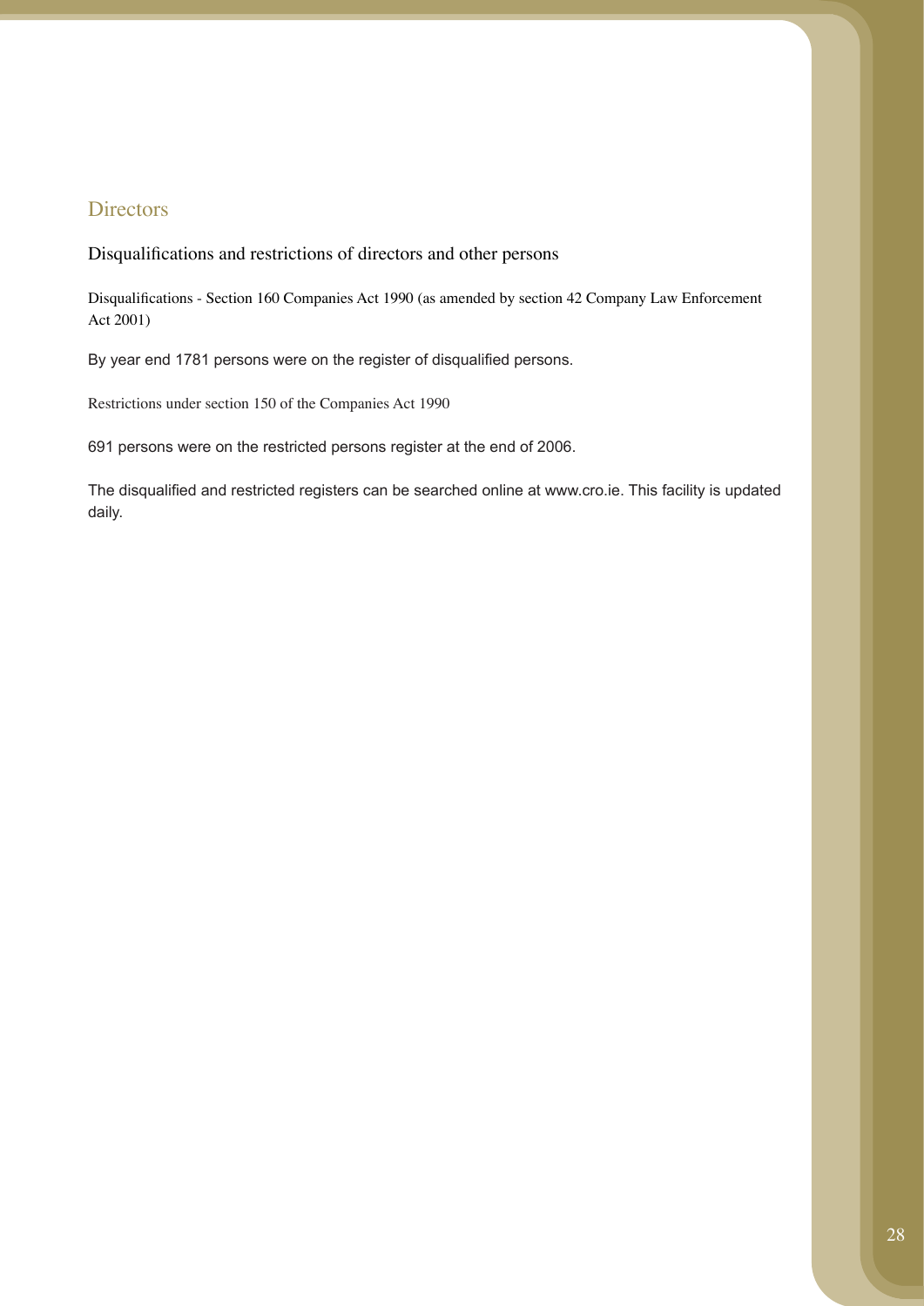## Directors

### Disqualifications and restrictions of directors and other persons

#### Disqualifications - Section 160 Companies Act 1990 (as amended by section 42 Company Law Enforcement Act 2001)

By year end 1781 persons were on the register of disqualified persons.

#### Restrictions under section 150 of the Companies Act 1990

691 persons were on the restricted persons register at the end of 2006.

The disqualified and restricted registers can be searched online at www.cro.ie. This facility is updated daily.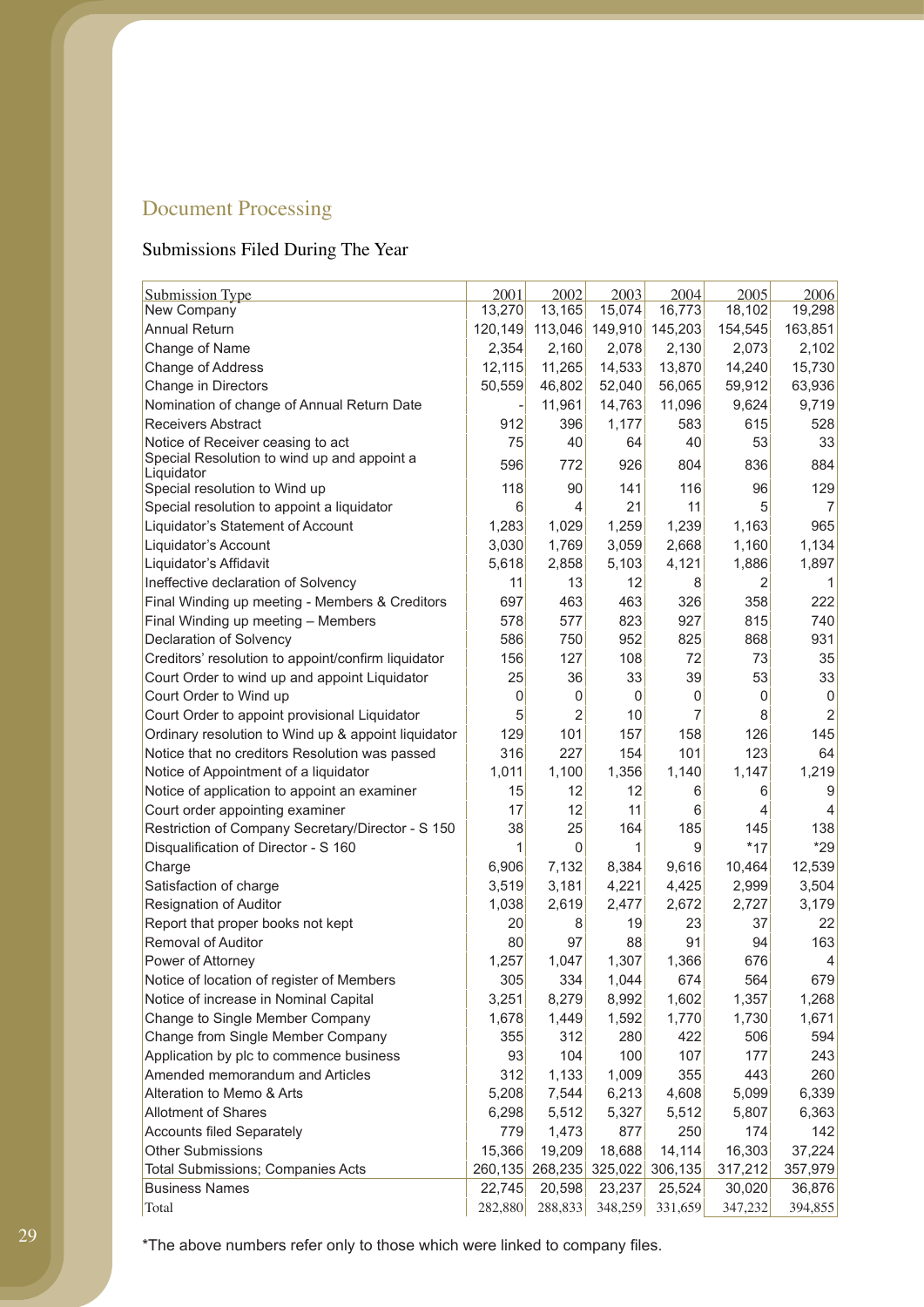## Document Processing

### Submissions Filed During The Year

| Submission Type | 2001 | 2002 | 2003 | 2004 | 2005 | 2006 |
|---|---|---|---|---|---|---|
| New Company | 13,270 | 13,165 | 15,074 | 16,773 | 18,102 | 19,298 |
| Annual Return | 120,149 | 113,046 | 149,910 | 145,203 | 154,545 | 163,851 |
| Change of Name | 2,354 | 2,160 | 2,078 | 2,130 | 2,073 | 2,102 |
| Change of Address | 12,115 | 11,265 | 14,533 | 13,870 | 14,240 | 15,730 |
| Change in Directors | 50,559 | 46,802 | 52,040 | 56,065 | 59,912 | 63,936 |
| Nomination of change of Annual Return Date | - | 11,961 | 14,763 | 11,096 | 9,624 | 9,719 |
| Receivers Abstract | 912 | 396 | 1,177 | 583 | 615 | 528 |
| Notice of Receiver ceasing to act | 75 | 40 | 64 | 40 | 53 | 33 |
| Special Resolution to wind up and appoint a Liquidator | 596 | 772 | 926 | 804 | 836 | 884 |
| Special resolution to Wind up | 118 | 90 | 141 | 116 | 96 | 129 |
| Special resolution to appoint a liquidator | 6 | 4 | 21 | 11 | 5 | 7 |
| Liquidator's Statement of Account | 1,283 | 1,029 | 1,259 | 1,239 | 1,163 | 965 |
| Liquidator's Account | 3,030 | 1,769 | 3,059 | 2,668 | 1,160 | 1,134 |
| Liquidator's Affidavit | 5,618 | 2,858 | 5,103 | 4,121 | 1,886 | 1,897 |
| Ineffective declaration of Solvency | 11 | 13 | 12 | 8 | 2 | 1 |
| Final Winding up meeting - Members & Creditors | 697 | 463 | 463 | 326 | 358 | 222 |
| Final Winding up meeting – Members | 578 | 577 | 823 | 927 | 815 | 740 |
| Declaration of Solvency | 586 | 750 | 952 | 825 | 868 | 931 |
| Creditors' resolution to appoint/confirm liquidator | 156 | 127 | 108 | 72 | 73 | 35 |
| Court Order to wind up and appoint Liquidator | 25 | 36 | 33 | 39 | 53 | 33 |
| Court Order to Wind up | 0 | 0 | 0 | 0 | 0 | 0 |
| Court Order to appoint provisional Liquidator | 5 | 2 | 10 | 7 | 8 | 2 |
| Ordinary resolution to Wind up & appoint liquidator | 129 | 101 | 157 | 158 | 126 | 145 |
| Notice that no creditors Resolution was passed | 316 | 227 | 154 | 101 | 123 | 64 |
| Notice of Appointment of a liquidator | 1,011 | 1,100 | 1,356 | 1,140 | 1,147 | 1,219 |
| Notice of application to appoint an examiner | 15 | 12 | 12 | 6 | 6 | 9 |
| Court order appointing examiner | 17 | 12 | 11 | 6 | 4 | 4 |
| Restriction of Company Secretary/Director - S 150 | 38 | 25 | 164 | 185 | 145 | 138 |
| Disqualification of Director - S 160 | 1 | 0 | 1 | 9 | *17 | *29 |
| Charge | 6,906 | 7,132 | 8,384 | 9,616 | 10,464 | 12,539 |
| Satisfaction of charge | 3,519 | 3,181 | 4,221 | 4,425 | 2,999 | 3,504 |
| Resignation of Auditor | 1,038 | 2,619 | 2,477 | 2,672 | 2,727 | 3,179 |
| Report that proper books not kept | 20 | 8 | 19 | 23 | 37 | 22 |
| Removal of Auditor | 80 | 97 | 88 | 91 | 94 | 163 |
| Power of Attorney | 1,257 | 1,047 | 1,307 | 1,366 | 676 | 4 |
| Notice of location of register of Members | 305 | 334 | 1,044 | 674 | 564 | 679 |
| Notice of increase in Nominal Capital | 3,251 | 8,279 | 8,992 | 1,602 | 1,357 | 1,268 |
| Change to Single Member Company | 1,678 | 1,449 | 1,592 | 1,770 | 1,730 | 1,671 |
| Change from Single Member Company | 355 | 312 | 280 | 422 | 506 | 594 |
| Application by plc to commence business | 93 | 104 | 100 | 107 | 177 | 243 |
| Amended memorandum and Articles | 312 | 1,133 | 1,009 | 355 | 443 | 260 |
| Alteration to Memo & Arts | 5,208 | 7,544 | 6,213 | 4,608 | 5,099 | 6,339 |
| Allotment of Shares | 6,298 | 5,512 | 5,327 | 5,512 | 5,807 | 6,363 |
| Accounts filed Separately | 779 | 1,473 | 877 | 250 | 174 | 142 |
| Other Submissions | 15,366 | 19,209 | 18,688 | 14,114 | 16,303 | 37,224 |
| Total Submissions; Companies Acts | 260,135 | 268,235 | 325,022 | 306,135 | 317,212 | 357,979 |
| Business Names | 22,745 | 20,598 | 23,237 | 25,524 | 30,020 | 36,876 |
| Total | 282,880 | 288,833 | 348,259 | 331,659 | 347,232 | 394,855 |

*The above numbers refer only to those which were linked to company files.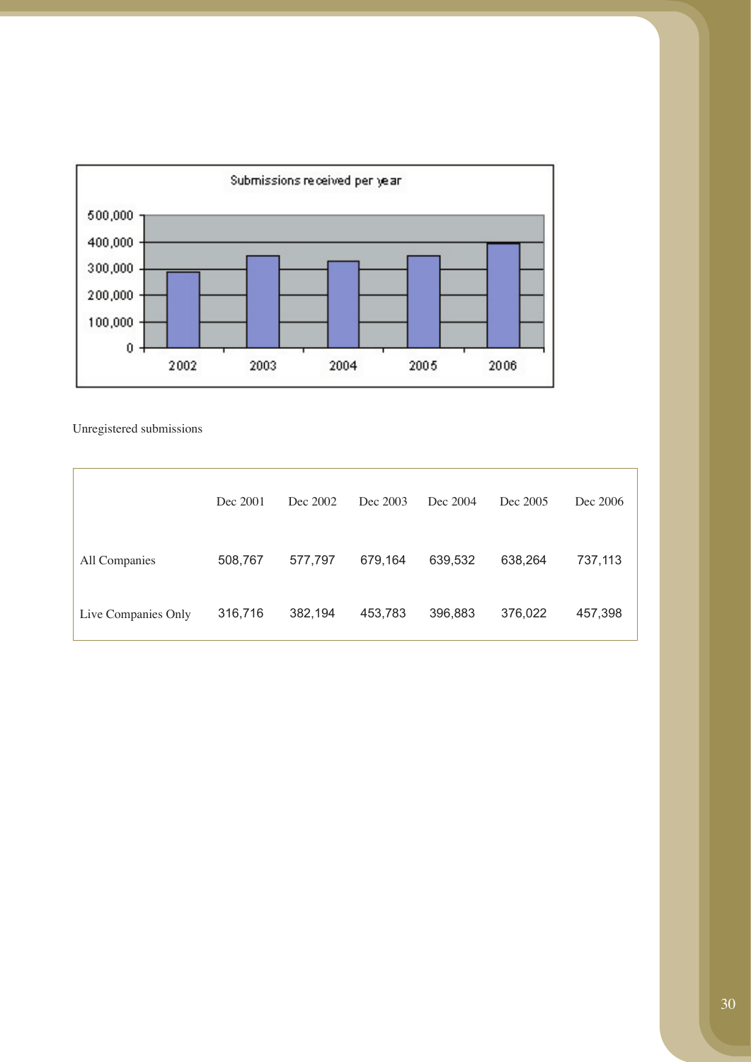Submissions received per year

Unregistered submissions

| | Dec 2001 | Dec 2002 | Dec 2003 | Dec 2004 | Dec 2005 | Dec 2006 |
|---|---|---|---|---|---|---|
| All Companies | 508,767 | 577,797 | 679,164 | 639,532 | 638,264 | 737,113 |
| Live Companies Only | 316,716 | 382,194 | 453,783 | 396,883 | 376,022 | 457,398 |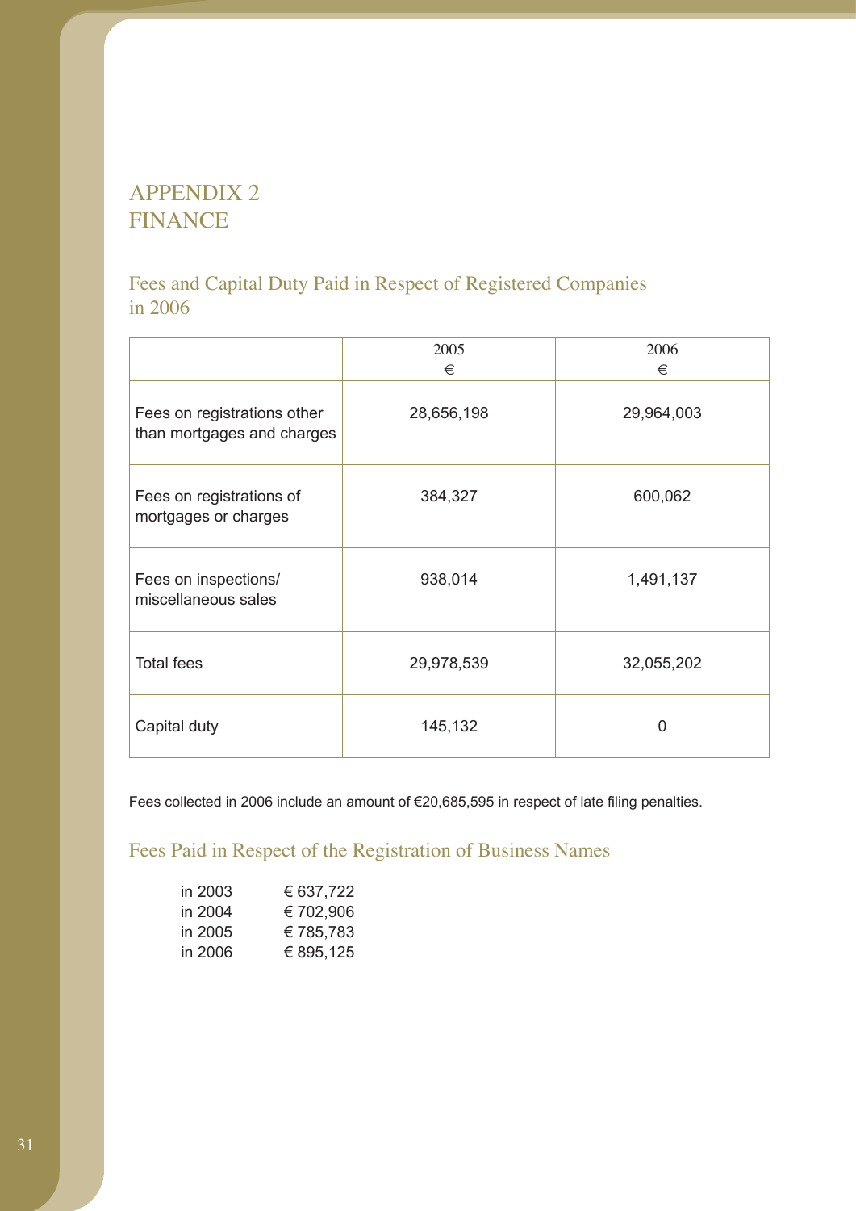# APPENDIX 2
# FINANCE

## Fees and Capital Duty Paid in Respect of Registered Companies in 2006

| | 2005<br>€ | 2006<br>€ |
|---|---|---|
| Fees on registrations other than mortgages and charges | 28,656,198 | 29,964,003 |
| Fees on registrations of mortgages or charges | 384,327 | 600,062 |
| Fees on inspections/ miscellaneous sales | 938,014 | 1,491,137 |
| Total fees | 29,978,539 | 32,055,202 |
| Capital duty | 145,132 | 0 |

Fees collected in 2006 include an amount of €20,685,595 in respect of late filing penalties.

## Fees Paid in Respect of the Registration of Business Names

| | |
|---|---|
| in 2003 | € 637,722 |
| in 2004 | € 702,906 |
| in 2005 | € 785,783 |
| in 2006 | € 895,125 |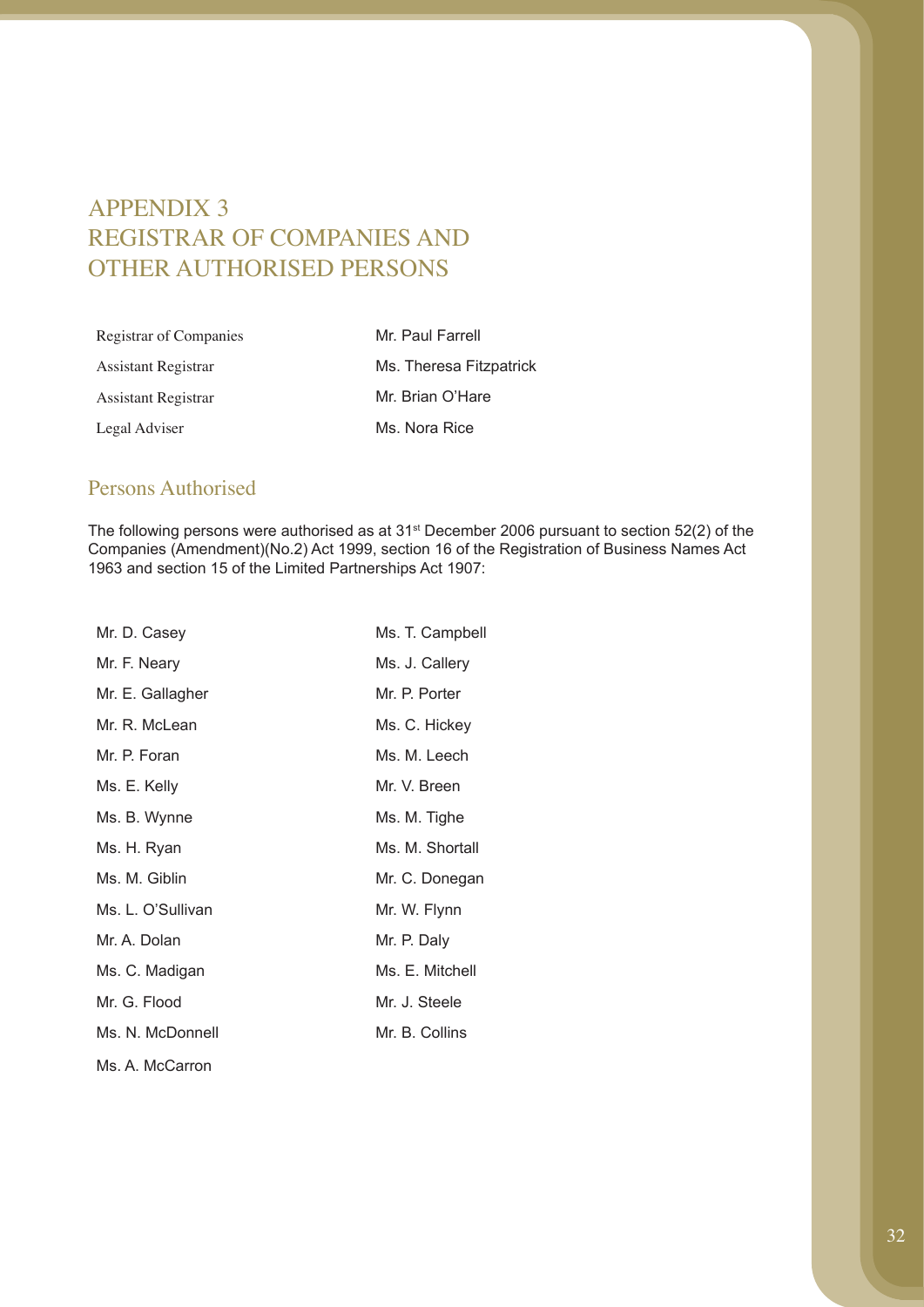# APPENDIX 3
# REGISTRAR OF COMPANIES AND OTHER AUTHORISED PERSONS

| | |
|---|---|
| Registrar of Companies | Mr. Paul Farrell |
| Assistant Registrar | Ms. Theresa Fitzpatrick |
| Assistant Registrar | Mr. Brian O'Hare |
| Legal Adviser | Ms. Nora Rice |

## Persons Authorised

The following persons were authorised as at 31st December 2006 pursuant to section 52(2) of the Companies (Amendment)(No.2) Act 1999, section 16 of the Registration of Business Names Act 1963 and section 15 of the Limited Partnerships Act 1907:

| | |
|---|---|
| Mr. D. Casey | Ms. T. Campbell |
| Mr. F. Neary | Ms. J. Callery |
| Mr. E. Gallagher | Mr. P. Porter |
| Mr. R. McLean | Ms. C. Hickey |
| Mr. P. Foran | Ms. M. Leech |
| Ms. E. Kelly | Mr. V. Breen |
| Ms. B. Wynne | Ms. M. Tighe |
| Ms. H. Ryan | Ms. M. Shortall |
| Ms. M. Giblin | Mr. C. Donegan |
| Ms. L. O'Sullivan | Mr. W. Flynn |
| Mr. A. Dolan | Mr. P. Daly |
| Ms. C. Madigan | Ms. E. Mitchell |
| Mr. G. Flood | Mr. J. Steele |
| Ms. N. McDonnell | Mr. B. Collins |
| Ms. A. McCarron | |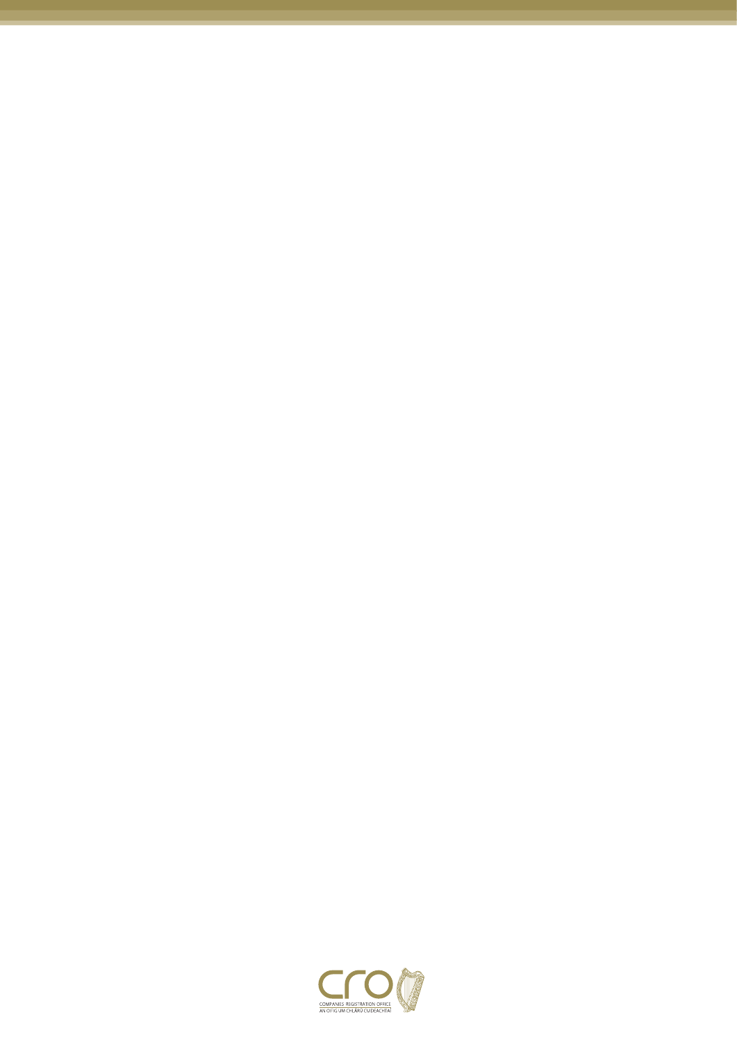COMPANIES REGISTRATION OFFICE

AN OIFIG UM CHLÁRÚ CUIDEACHTAÍ